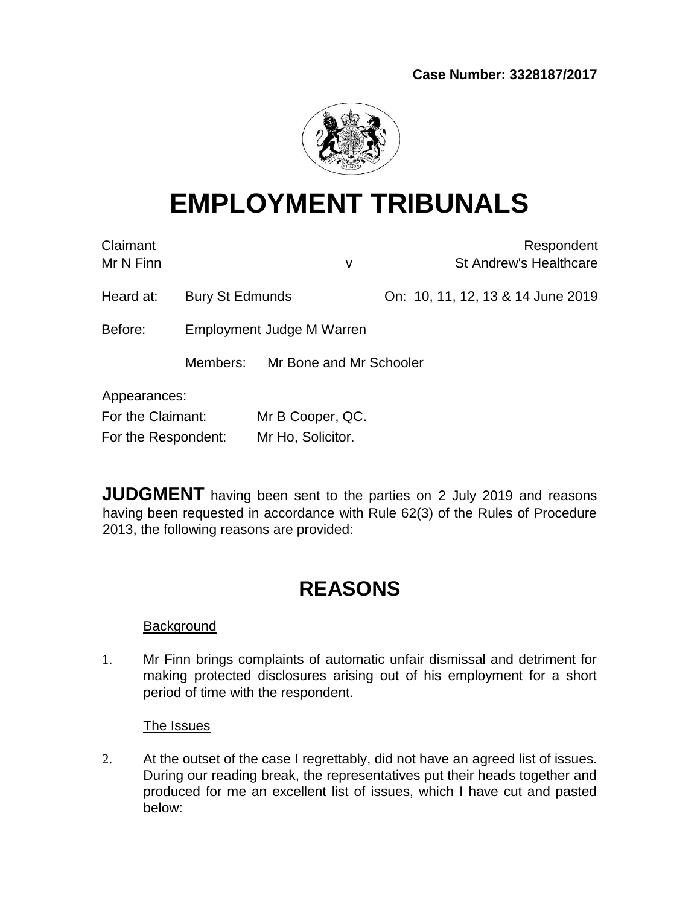**Case Number: 3328187/2017**

# EMPLOYMENT TRIBUNALS

| Claimant | | Respondent |
|---|---|---|
| Mr N Finn | v | St Andrew's Healthcare |

Heard at: Bury St Edmunds On: 10, 11, 12, 13 & 14 June 2019

Before: Employment Judge M Warren

Members: Mr Bone and Mr Schooler

Appearances:

For the Claimant: Mr B Cooper, QC.

For the Respondent: Mr Ho, Solicitor.

**JUDGMENT** having been sent to the parties on 2 July 2019 and reasons having been requested in accordance with Rule 62(3) of the Rules of Procedure 2013, the following reasons are provided:

## REASONS

### Background

1. Mr Finn brings complaints of automatic unfair dismissal and detriment for making protected disclosures arising out of his employment for a short period of time with the respondent.

### The Issues

2. At the outset of the case I regrettably, did not have an agreed list of issues. During our reading break, the representatives put their heads together and produced for me an excellent list of issues, which I have cut and pasted below: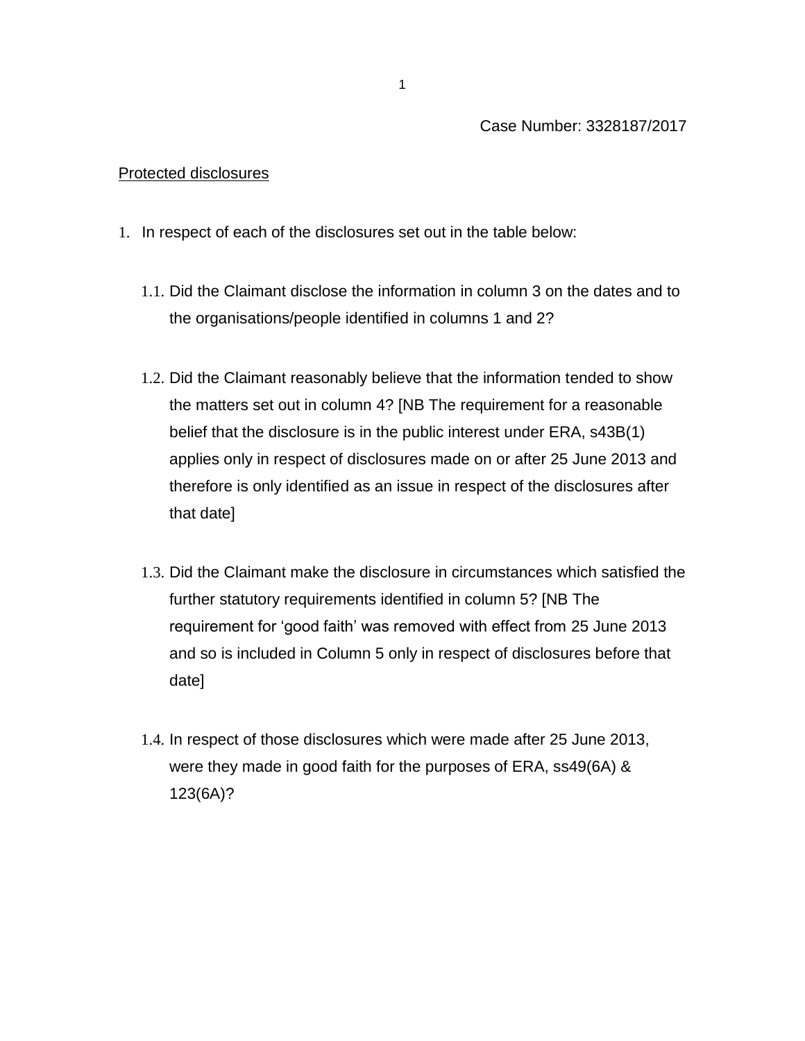Case Number: 3328187/2017

<u>Protected disclosures</u>

1. In respect of each of the disclosures set out in the table below:

   1.1. Did the Claimant disclose the information in column 3 on the dates and to the organisations/people identified in columns 1 and 2?

   1.2. Did the Claimant reasonably believe that the information tended to show the matters set out in column 4? [NB The requirement for a reasonable belief that the disclosure is in the public interest under ERA, s43B(1) applies only in respect of disclosures made on or after 25 June 2013 and therefore is only identified as an issue in respect of the disclosures after that date]

   1.3. Did the Claimant make the disclosure in circumstances which satisfied the further statutory requirements identified in column 5? [NB The requirement for 'good faith' was removed with effect from 25 June 2013 and so is included in Column 5 only in respect of disclosures before that date]

   1.4. In respect of those disclosures which were made after 25 June 2013, were they made in good faith for the purposes of ERA, ss49(6A) & 123(6A)?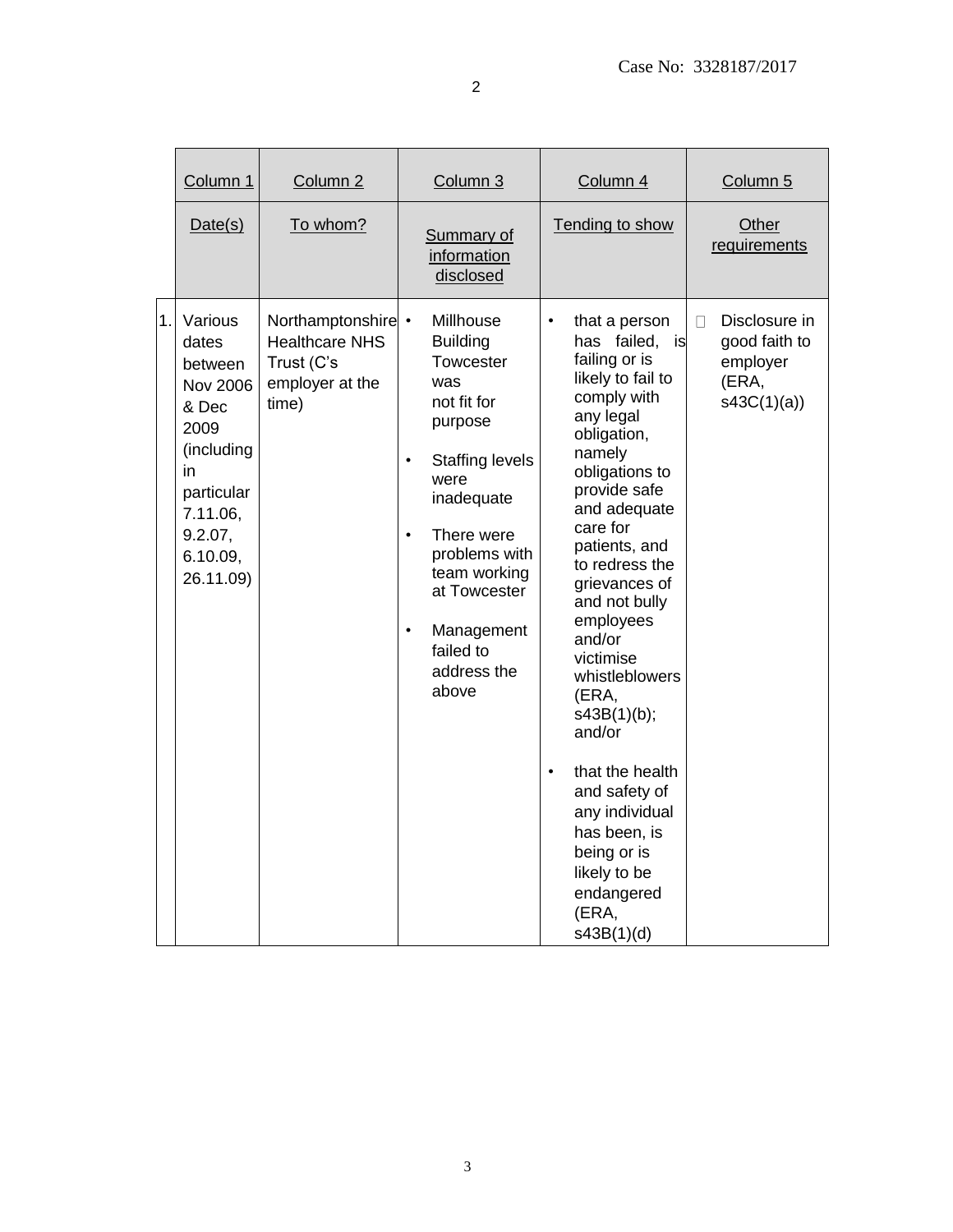| | Column 1 | Column 2 | Column 3 | Column 4 | Column 5 |
|---|---|---|---|---|---|
| | Date(s) | To whom? | Summary of information disclosed | Tending to show | Other requirements |
| 1. | Various dates between Nov 2006 & Dec 2009 (including in particular 7.11.06, 9.2.07, 6.10.09, 26.11.09) | Northamptonshire Healthcare NHS Trust (C's employer at the time) | • Millhouse Building Towcester was not fit for purpose<br>• Staffing levels were inadequate<br>• There were problems with team working at Towcester<br>• Management failed to address the above | • that a person has failed, is failing or is likely to fail to comply with any legal obligation, namely obligations to provide safe and adequate care for patients, and to redress the grievances of and not bully employees and/or victimise whistleblowers (ERA, s43B(1)(b); and/or<br>• that the health and safety of any individual has been, is being or is likely to be endangered (ERA, s43B(1)(d) | Disclosure in good faith to employer (ERA, s43C(1)(a)) |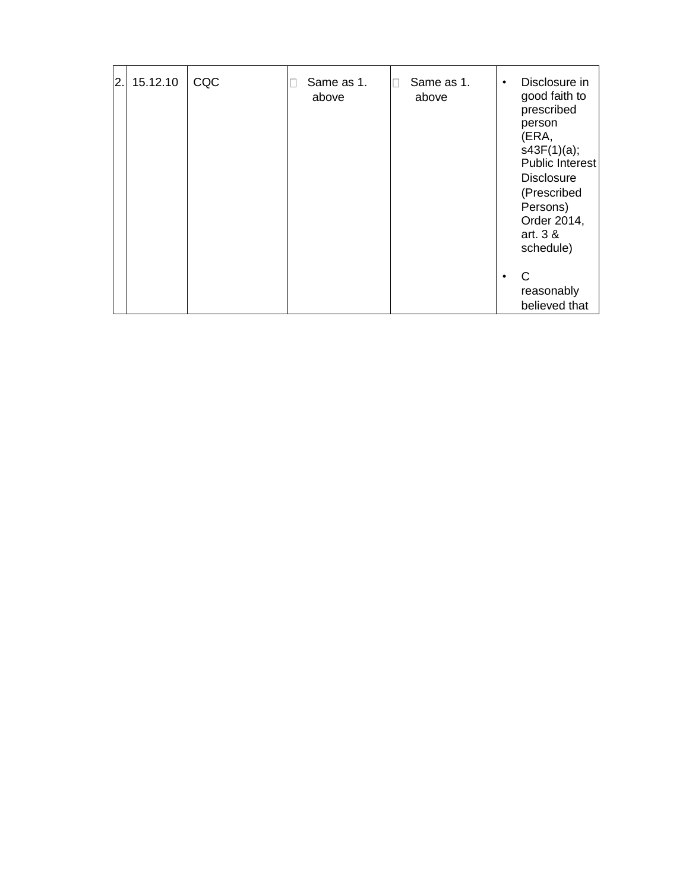| | | | | | |
|---|---|---|---|---|---|
| 2. | 15.12.10 | CQC | Same as 1. above | Same as 1. above | • Disclosure in good faith to prescribed person (ERA, s43F(1)(a); Public Interest Disclosure (Prescribed Persons) Order 2014, art. 3 & schedule)<br><br>• C reasonably believed that |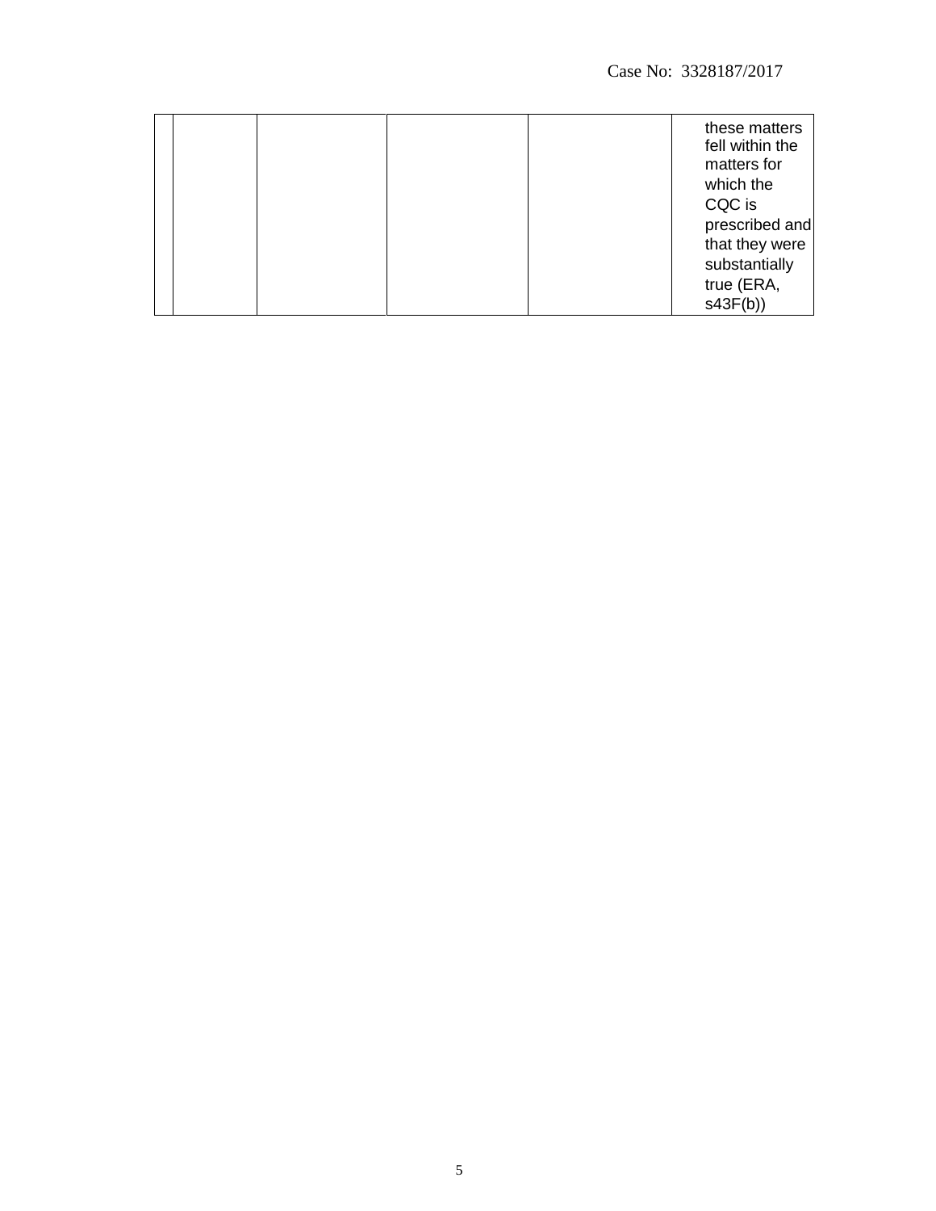| | | | | | |
|---|---|---|---|---|---|
| | | | | | these matters fell within the matters for which the CQC is prescribed and that they were substantially true (ERA, s43F(b)) |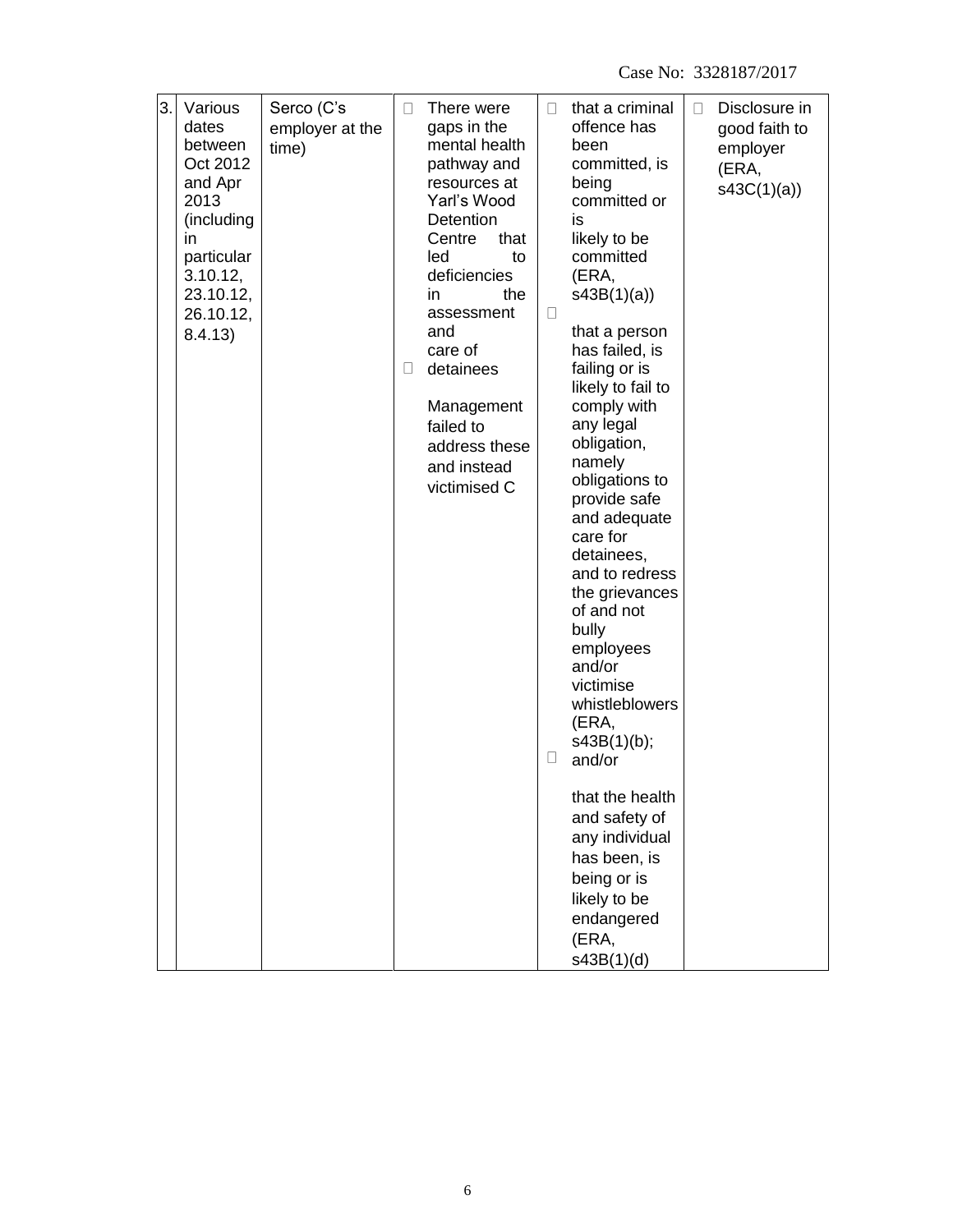| 3. | Various dates between Oct 2012 and Apr 2013 (including in particular 3.10.12, 23.10.12, 26.10.12, 8.4.13) | Serco (C's employer at the time) | • There were gaps in the mental health pathway and resources at Yarl's Wood Detention Centre that led to deficiencies in the assessment and care of detainees<br>• Management failed to address these and instead victimised C | • that a criminal offence has been committed, is being committed or is likely to be committed (ERA, s43B(1)(a))<br>• that a person has failed, is failing or is likely to fail to comply with any legal obligation, namely obligations to provide safe and adequate care for detainees, and to redress the grievances of and not bully employees and/or victimise whistleblowers (ERA, s43B(1)(b); and/or<br>• that the health and safety of any individual has been, is being or is likely to be endangered (ERA, s43B(1)(d) | • Disclosure in good faith to employer (ERA, s43C(1)(a)) |
|---|---|---|---|---|---|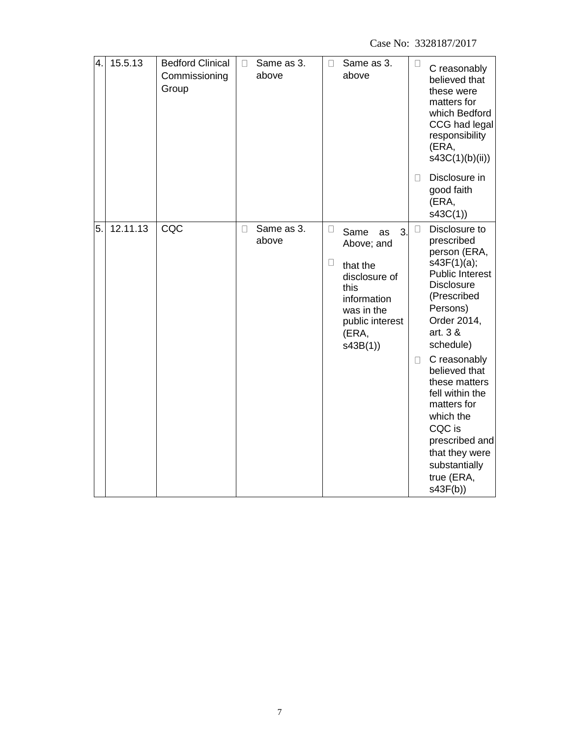| 4. | 15.5.13 | Bedford Clinical Commissioning Group | - Same as 3. above | - Same as 3. above | - C reasonably believed that these were matters for which Bedford CCG had legal responsibility (ERA, s43C(1)(b)(ii))<br>- Disclosure in good faith (ERA, s43C(1)) |
|---|---|---|---|---|---|
| 5. | 12.11.13 | CQC | - Same as 3. above | - Same as 3. Above; and<br>- that the disclosure of this information was in the public interest (ERA, s43B(1)) | - Disclosure to prescribed person (ERA, s43F(1)(a); Public Interest Disclosure (Prescribed Persons) Order 2014, art. 3 & schedule)<br>- C reasonably believed that these matters fell within the matters for which the CQC is prescribed and that they were substantially true (ERA, s43F(b)) |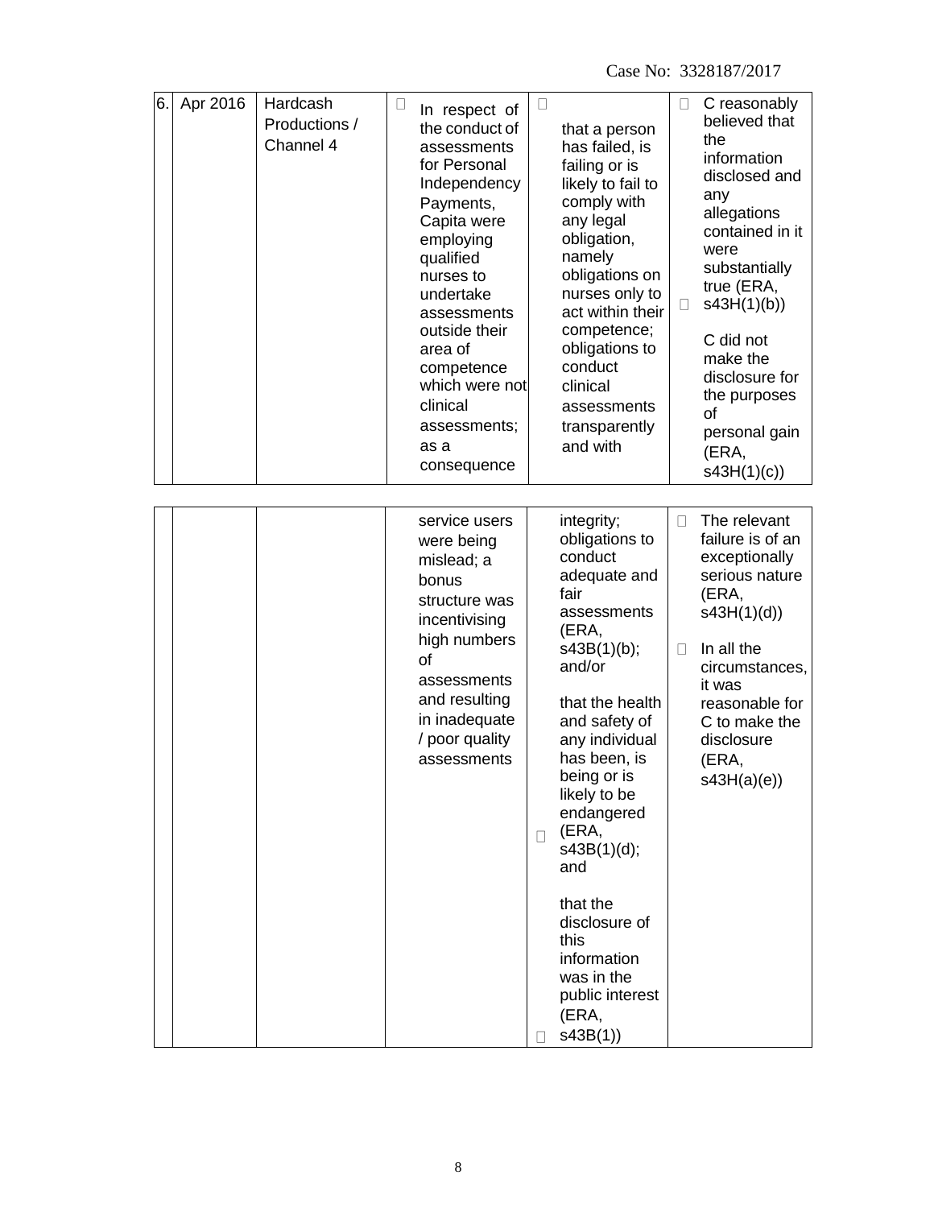Case No: 3328187/2017

| | | | | | |
|---|---|---|---|---|---|
| 6. | Apr 2016 | Hardcash Productions / Channel 4 | In respect of the conduct of assessments for Personal Independency Payments, Capita were employing qualified nurses to undertake assessments outside their area of competence which were not clinical assessments; as a consequence service users were being mislead; a bonus structure was incentivising high numbers of assessments and resulting in inadequate / poor quality assessments | that a person has failed, is failing or is likely to fail to comply with any legal obligation, namely obligations on nurses only to act within their competence; obligations to conduct clinical assessments transparently and with integrity; obligations to conduct adequate and fair assessments (ERA, s43B(1)(b); and/or<br><br>that the health and safety of any individual has been, is being or is likely to be endangered (ERA, s43B(1)(d); and<br><br>that the disclosure of this information was in the public interest (ERA, s43B(1)) | C reasonably believed that the information disclosed and any allegations contained in it were substantially true (ERA, s43H(1)(b))<br><br>C did not make the disclosure for the purposes of personal gain (ERA, s43H(1)(c))<br><br>The relevant failure is of an exceptionally serious nature (ERA, s43H(1)(d))<br><br>In all the circumstances, it was reasonable for C to make the disclosure (ERA, s43H(a)(e)) |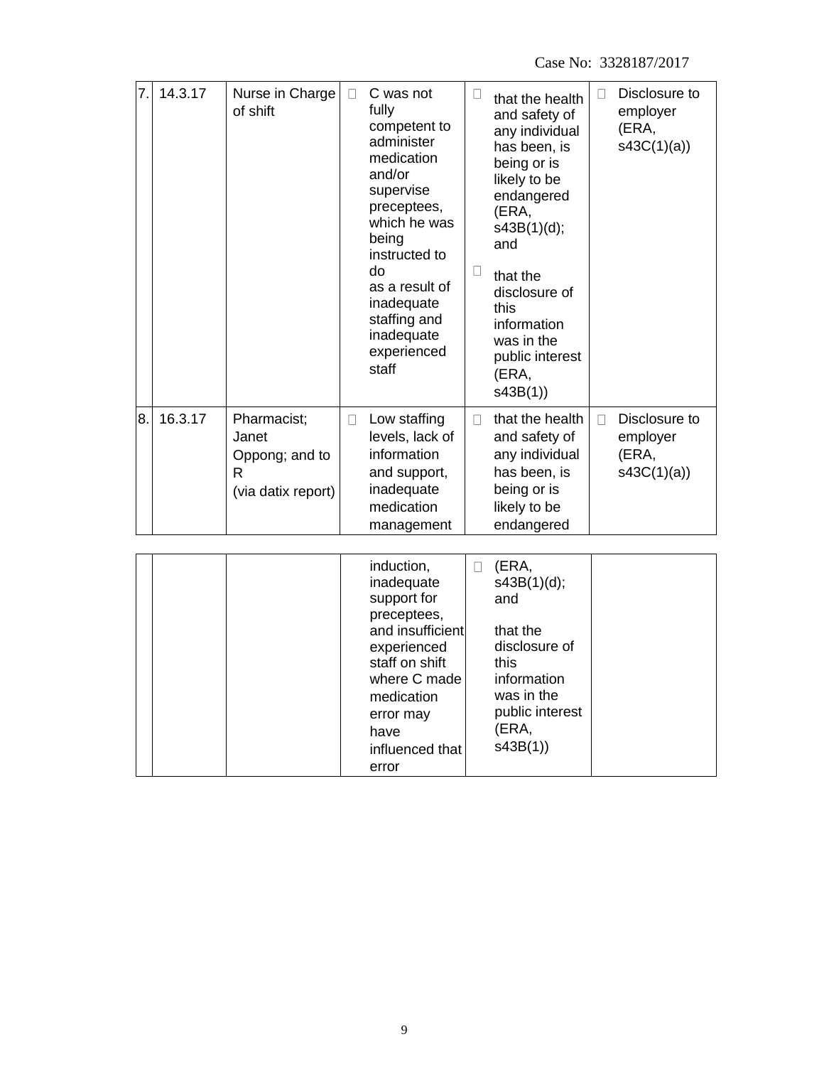| 7. | 14.3.17 | Nurse in Charge of shift | C was not fully competent to administer medication and/or supervise preceptees, which he was being instructed to do as a result of inadequate staffing and inadequate experienced staff | that the health and safety of any individual has been, is being or is likely to be endangered (ERA, s43B(1)(d); and<br><br>that the disclosure of this information was in the public interest (ERA, s43B(1)) | Disclosure to employer (ERA, s43C(1)(a)) |
|---|---|---|---|---|---|
| 8. | 16.3.17 | Pharmacist; Janet Oppong; and to R (via datix report) | Low staffing levels, lack of information and support, inadequate medication management induction, inadequate support for preceptees, and insufficient experienced staff on shift where C made medication error may have influenced that error | that the health and safety of any individual has been, is being or is likely to be endangered (ERA, s43B(1)(d); and<br><br>that the disclosure of this information was in the public interest (ERA, s43B(1)) | Disclosure to employer (ERA, s43C(1)(a)) |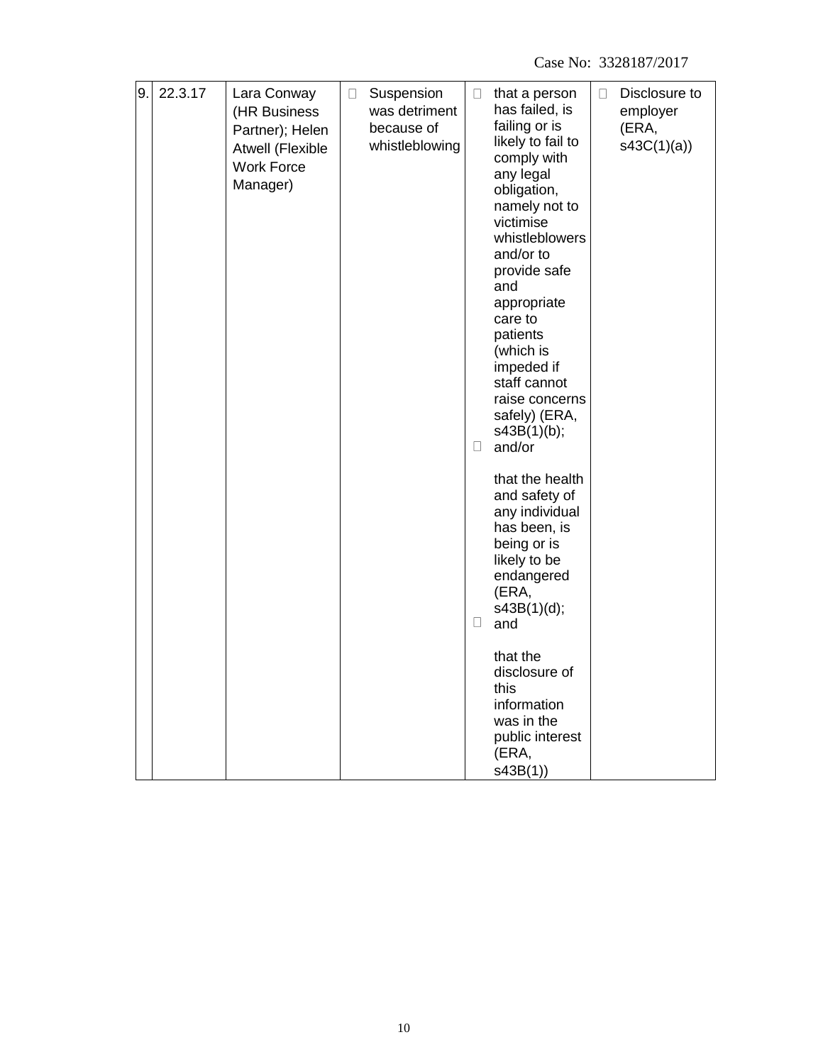| 9. | 22.3.17 | Lara Conway (HR Business Partner); Helen Atwell (Flexible Work Force Manager) | • Suspension was detriment because of whistleblowing | • that a person has failed, is failing or is likely to fail to comply with any legal obligation, namely not to victimise whistleblowers and/or to provide safe and appropriate care to patients (which is impeded if staff cannot raise concerns safely) (ERA, s43B(1)(b); • and/or that the health and safety of any individual has been, is being or is likely to be endangered (ERA, s43B(1)(d); • and that the disclosure of this information was in the public interest (ERA, s43B(1)) | • Disclosure to employer (ERA, s43C(1)(a)) |
|---|---|---|---|---|---|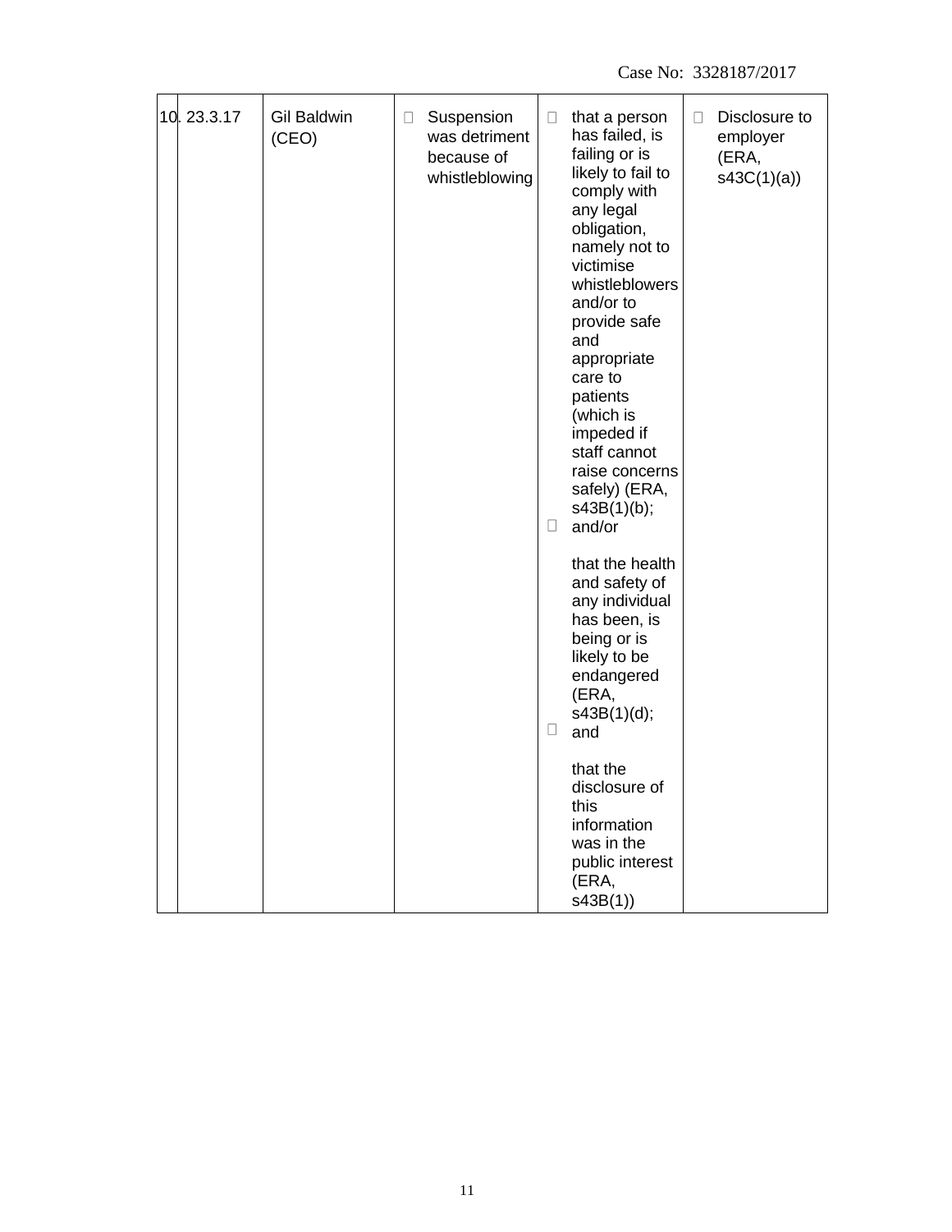| 10. | 23.3.17 | Gil Baldwin (CEO) | • Suspension was detriment because of whistleblowing | • that a person has failed, is failing or is likely to fail to comply with any legal obligation, namely not to victimise whistleblowers and/or to provide safe and appropriate care to patients (which is impeded if staff cannot raise concerns safely) (ERA, s43B(1)(b); and/or<br><br>• that the health and safety of any individual has been, is being or is likely to be endangered (ERA, s43B(1)(d); and<br><br>• that the disclosure of this information was in the public interest (ERA, s43B(1)) | • Disclosure to employer (ERA, s43C(1)(a)) |
|---|---|---|---|---|---|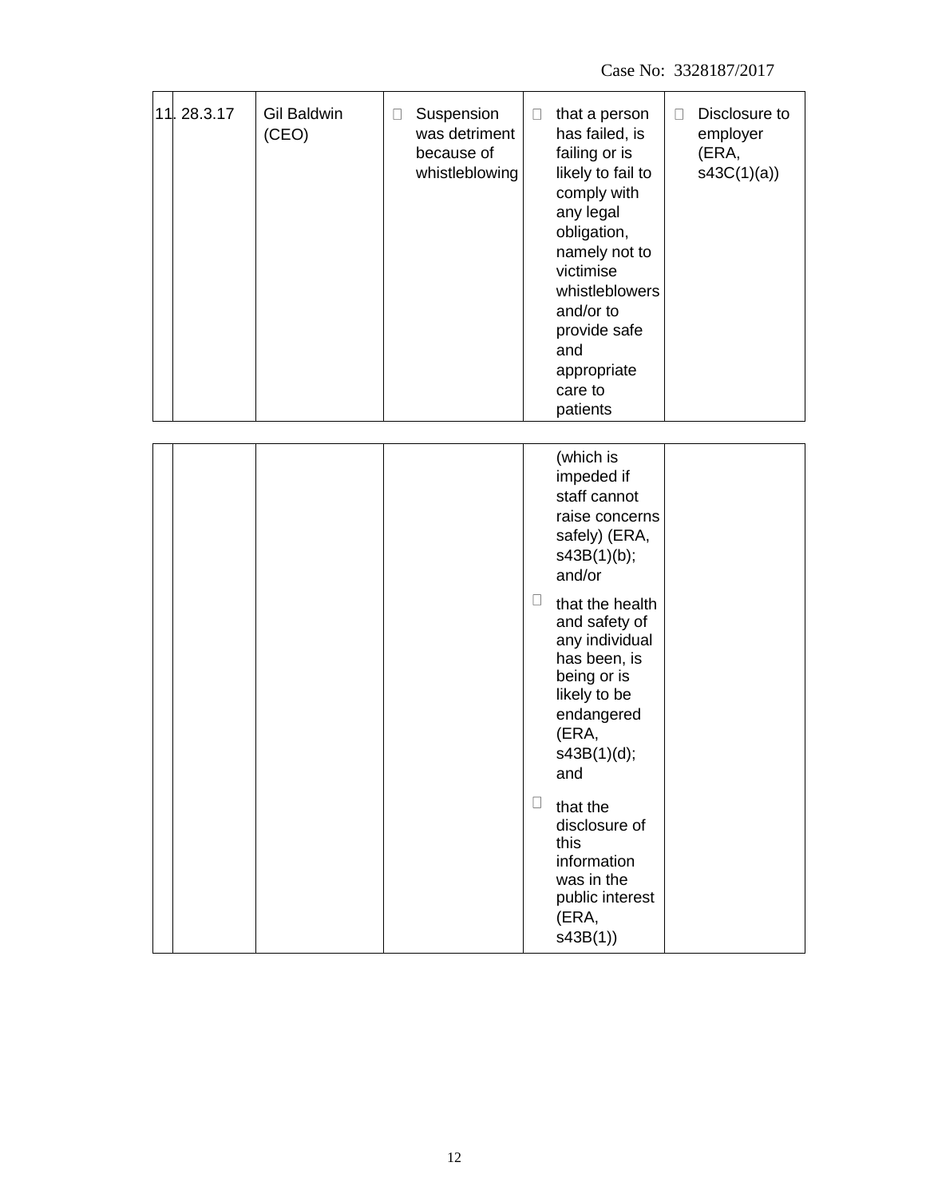| 11. | 28.3.17 | Gil Baldwin (CEO) | • Suspension was detriment because of whistleblowing | • that a person has failed, is failing or is likely to fail to comply with any legal obligation, namely not to victimise whistleblowers and/or to provide safe and appropriate care to patients (which is impeded if staff cannot raise concerns safely) (ERA, s43B(1)(b); and/or<br>• that the health and safety of any individual has been, is being or is likely to be endangered (ERA, s43B(1)(d); and<br>• that the disclosure of this information was in the public interest (ERA, s43B(1)) | • Disclosure to employer (ERA, s43C(1)(a)) |
|---|---|---|---|---|---|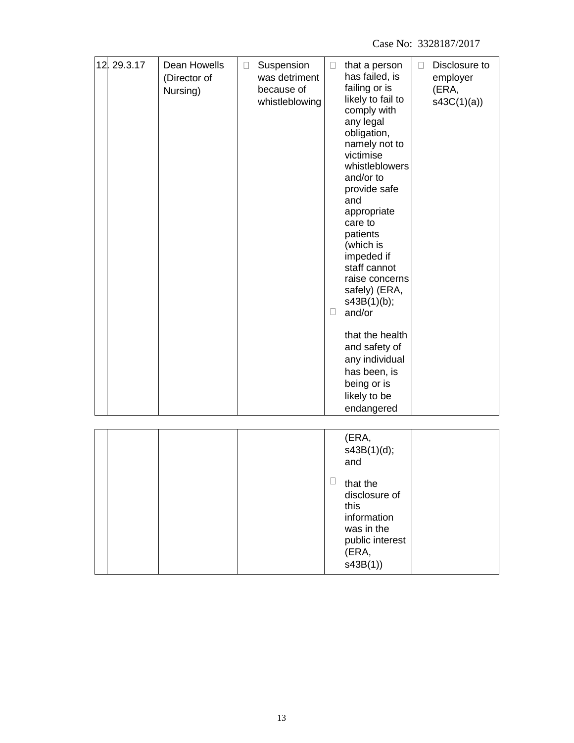| | | | | | |
|---|---|---|---|---|---|
| 12. | 29.3.17 | Dean Howells (Director of Nursing) | • Suspension was detriment because of whistleblowing | • that a person has failed, is failing or is likely to fail to comply with any legal obligation, namely not to victimise whistleblowers and/or to provide safe and appropriate care to patients (which is impeded if staff cannot raise concerns safely) (ERA, s43B(1)(b); and/or<br><br>• that the health and safety of any individual has been, is being or is likely to be endangered (ERA, s43B(1)(d); and<br><br>• that the disclosure of this information was in the public interest (ERA, s43B(1)) | • Disclosure to employer (ERA, s43C(1)(a)) |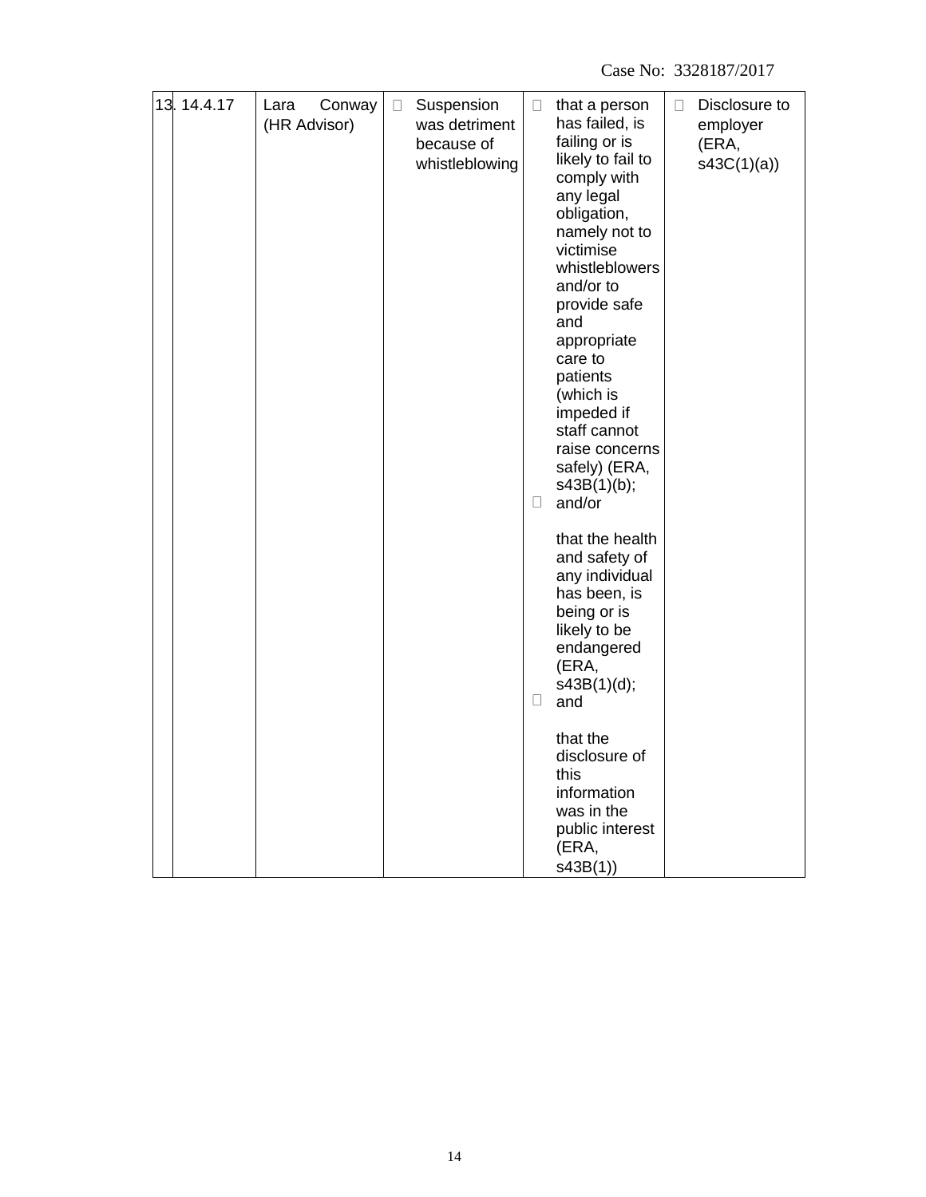| 13. | 14.4.17 | Lara Conway (HR Advisor) | Suspension was detriment because of whistleblowing | that a person has failed, is failing or is likely to fail to comply with any legal obligation, namely not to victimise whistleblowers and/or to provide safe and appropriate care to patients (which is impeded if staff cannot raise concerns safely) (ERA, s43B(1)(b);<br>and/or<br>that the health and safety of any individual has been, is being or is likely to be endangered (ERA, s43B(1)(d);<br>and<br>that the disclosure of this information was in the public interest (ERA, s43B(1)) | Disclosure to employer (ERA, s43C(1)(a)) |
|---|---|---|---|---|---|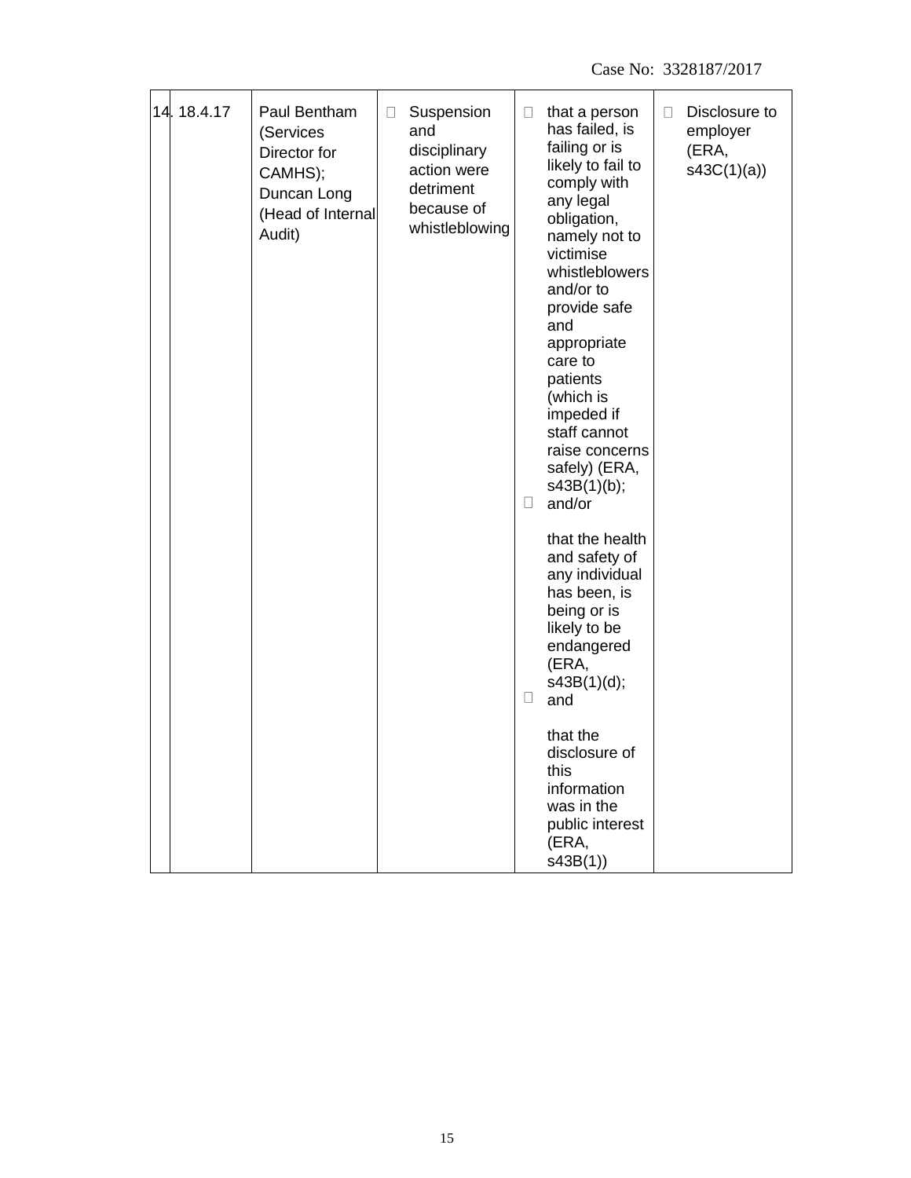| 14. | 18.4.17 | Paul Bentham (Services Director for CAMHS); Duncan Long (Head of Internal Audit) | • Suspension and disciplinary action were detriment because of whistleblowing | • that a person has failed, is failing or is likely to fail to comply with any legal obligation, namely not to victimise whistleblowers and/or to provide safe and appropriate care to patients (which is impeded if staff cannot raise concerns safely) (ERA, s43B(1)(b); and/or<br>• that the health and safety of any individual has been, is being or is likely to be endangered (ERA, s43B(1)(d); and<br>• that the disclosure of this information was in the public interest (ERA, s43B(1)) | • Disclosure to employer (ERA, s43C(1)(a)) |
|---|---|---|---|---|---|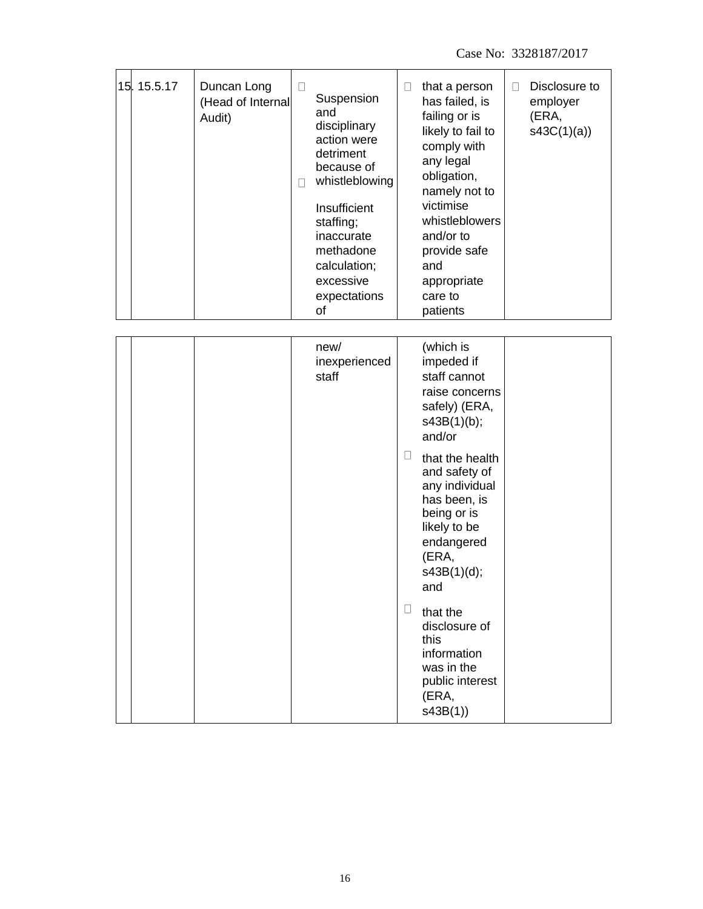| 15. | 15.5.17 | Duncan Long (Head of Internal Audit) | • Suspension and disciplinary action were detriment because of whistleblowing<br>• Insufficient staffing; inaccurate methadone calculation; excessive expectations of new/ inexperienced staff | • that a person has failed, is failing or is likely to fail to comply with any legal obligation, namely not to victimise whistleblowers and/or to provide safe and appropriate care to patients (which is impeded if staff cannot raise concerns safely) (ERA, s43B(1)(b); and/or<br>• that the health and safety of any individual has been, is being or is likely to be endangered (ERA, s43B(1)(d); and<br>• that the disclosure of this information was in the public interest (ERA, s43B(1)) | • Disclosure to employer (ERA, s43C(1)(a)) |
|---|---|---|---|---|---|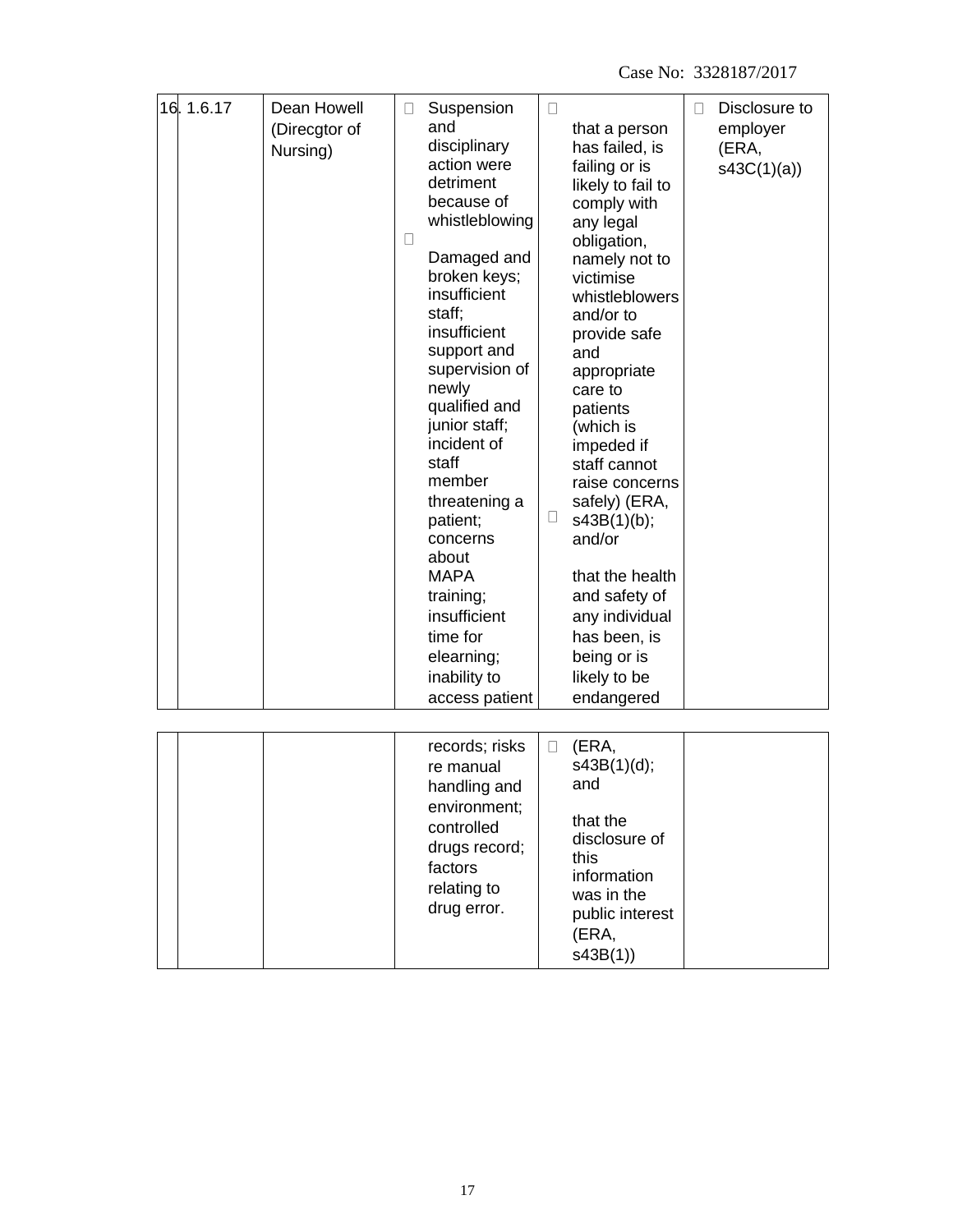| 16. | 1.6.17 | Dean Howell (Direcgtor of Nursing) | Suspension and disciplinary action were detriment because of whistleblowing<br><br>Damaged and broken keys; insufficient staff; insufficient support and supervision of newly qualified and junior staff; incident of staff member threatening a patient; concerns about MAPA training; insufficient time for elearning; inability to access patient records; risks re manual handling and environment; controlled drugs record; factors relating to drug error. | that a person has failed, is failing or is likely to fail to comply with any legal obligation, namely not to victimise whistleblowers and/or to provide safe and appropriate care to patients (which is impeded if staff cannot raise concerns safely) (ERA, s43B(1)(b); and/or<br><br>that the health and safety of any individual has been, is being or is likely to be endangered (ERA, s43B(1)(d); and<br><br>that the disclosure of this information was in the public interest (ERA, s43B(1)) | Disclosure to employer (ERA, s43C(1)(a)) |
|---|---|---|---|---|---|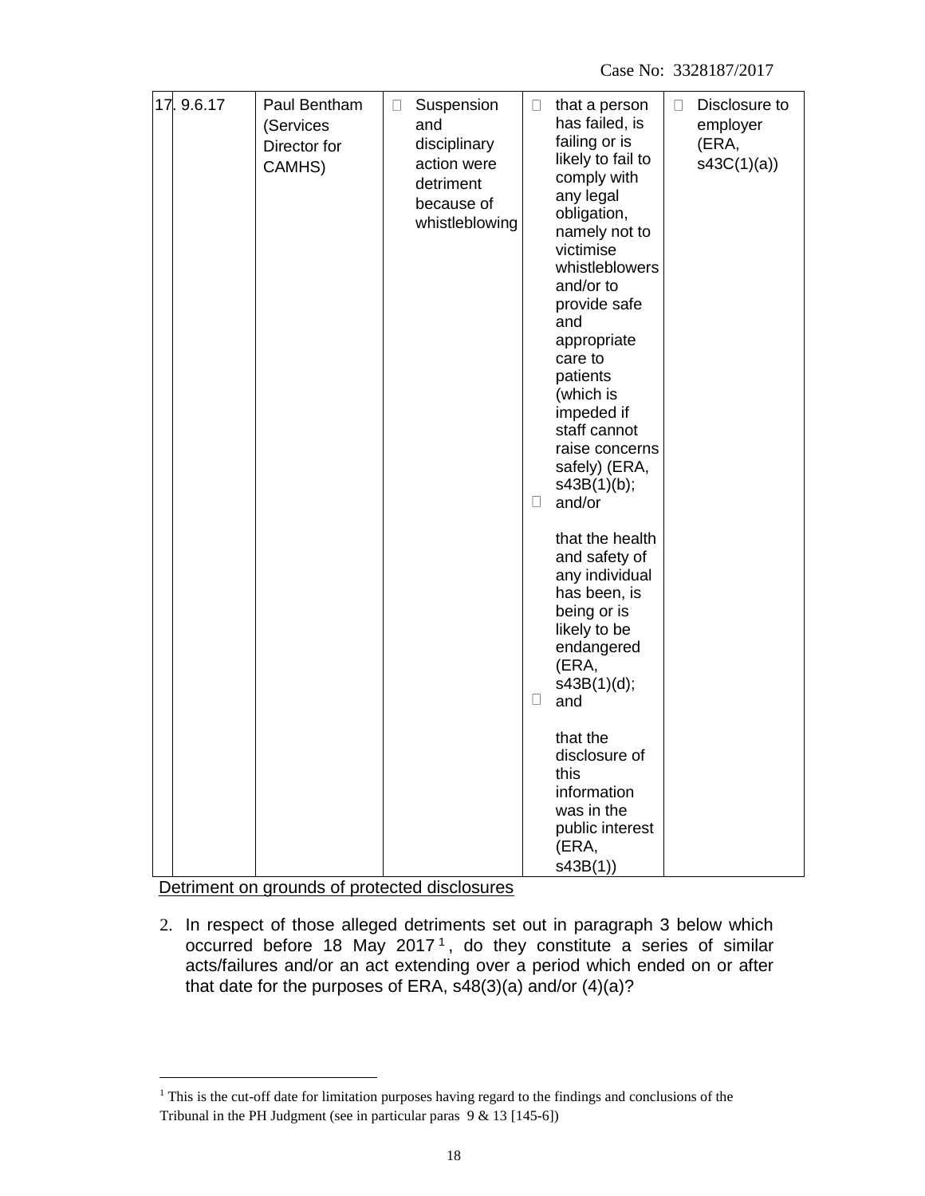| 17. | 9.6.17 | Paul Bentham (Services Director for CAMHS) | Suspension and disciplinary action were detriment because of whistleblowing | that a person has failed, is failing or is likely to fail to comply with any legal obligation, namely not to victimise whistleblowers and/or to provide safe and appropriate care to patients (which is impeded if staff cannot raise concerns safely) (ERA, s43B(1)(b); and/or<br><br>that the health and safety of any individual has been, is being or is likely to be endangered (ERA, s43B(1)(d); and<br><br>that the disclosure of this information was in the public interest (ERA, s43B(1)) | Disclosure to employer (ERA, s43C(1)(a)) |
|---|---|---|---|---|---|

Detriment on grounds of protected disclosures

2. In respect of those alleged detriments set out in paragraph 3 below which occurred before 18 May 2017[1], do they constitute a series of similar acts/failures and/or an act extending over a period which ended on or after that date for the purposes of ERA, s48(3)(a) and/or (4)(a)?

[1] This is the cut-off date for limitation purposes having regard to the findings and conclusions of the Tribunal in the PH Judgment (see in particular paras 9 & 13 [145-6])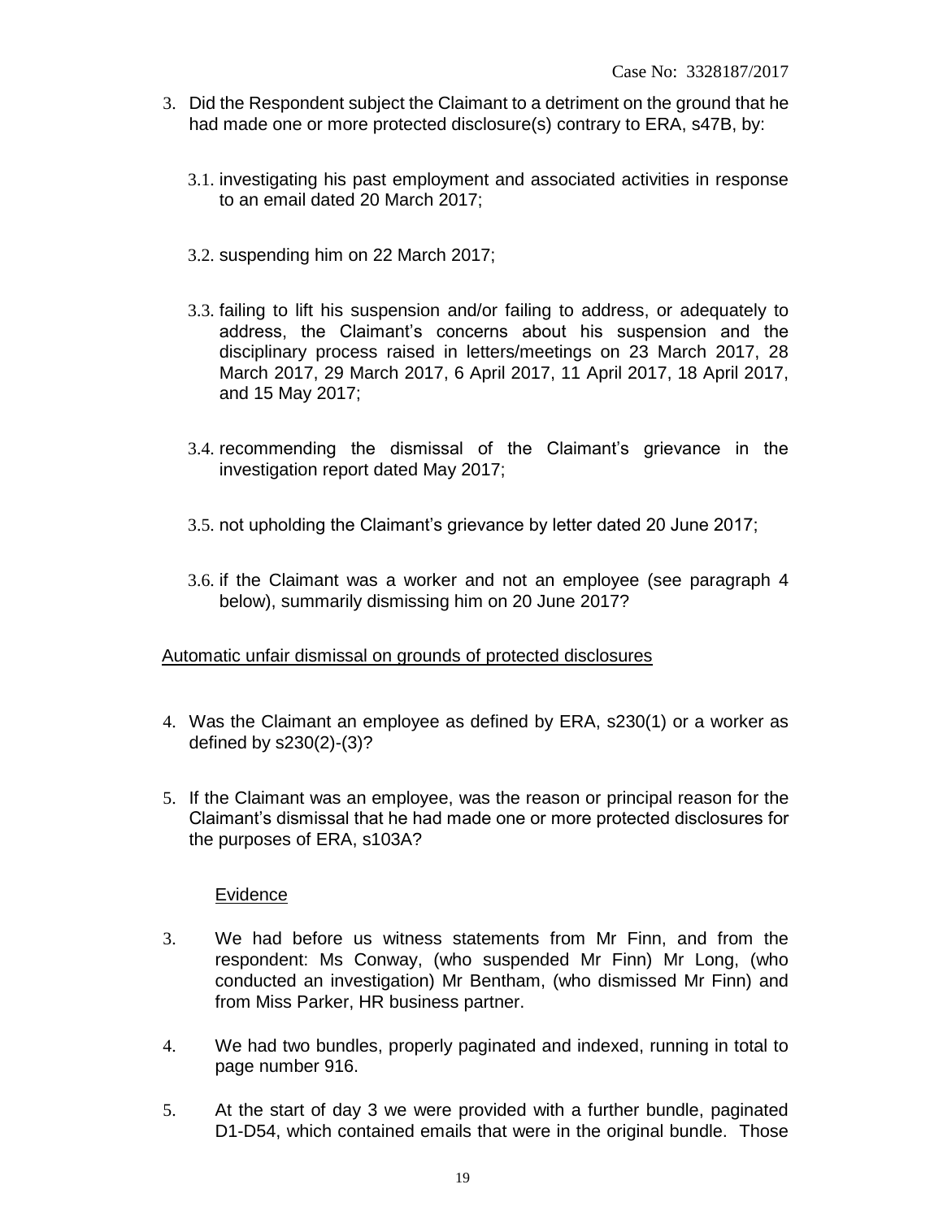3. Did the Respondent subject the Claimant to a detriment on the ground that he had made one or more protected disclosure(s) contrary to ERA, s47B, by:

   3.1. investigating his past employment and associated activities in response to an email dated 20 March 2017;

   3.2. suspending him on 22 March 2017;

   3.3. failing to lift his suspension and/or failing to address, or adequately to address, the Claimant's concerns about his suspension and the disciplinary process raised in letters/meetings on 23 March 2017, 28 March 2017, 29 March 2017, 6 April 2017, 11 April 2017, 18 April 2017, and 15 May 2017;

   3.4. recommending the dismissal of the Claimant's grievance in the investigation report dated May 2017;

   3.5. not upholding the Claimant's grievance by letter dated 20 June 2017;

   3.6. if the Claimant was a worker and not an employee (see paragraph 4 below), summarily dismissing him on 20 June 2017?

<u>Automatic unfair dismissal on grounds of protected disclosures</u>

4. Was the Claimant an employee as defined by ERA, s230(1) or a worker as defined by s230(2)-(3)?

5. If the Claimant was an employee, was the reason or principal reason for the Claimant's dismissal that he had made one or more protected disclosures for the purposes of ERA, s103A?

<u>Evidence</u>

3. We had before us witness statements from Mr Finn, and from the respondent: Ms Conway, (who suspended Mr Finn) Mr Long, (who conducted an investigation) Mr Bentham, (who dismissed Mr Finn) and from Miss Parker, HR business partner.

4. We had two bundles, properly paginated and indexed, running in total to page number 916.

5. At the start of day 3 we were provided with a further bundle, paginated D1-D54, which contained emails that were in the original bundle. Those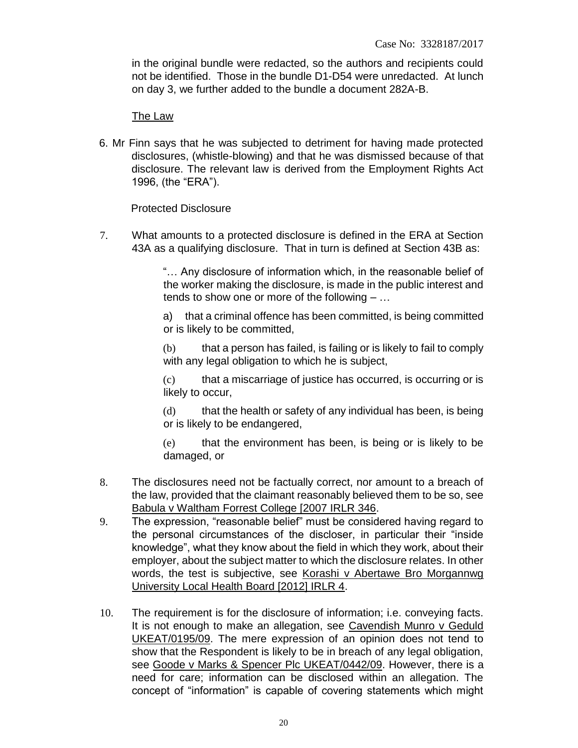in the original bundle were redacted, so the authors and recipients could not be identified. Those in the bundle D1-D54 were unredacted. At lunch on day 3, we further added to the bundle a document 282A-B.

## The Law

6. Mr Finn says that he was subjected to detriment for having made protected disclosures, (whistle-blowing) and that he was dismissed because of that disclosure. The relevant law is derived from the Employment Rights Act 1996, (the "ERA").

### Protected Disclosure

7. What amounts to a protected disclosure is defined in the ERA at Section 43A as a qualifying disclosure. That in turn is defined at Section 43B as:

> "… Any disclosure of information which, in the reasonable belief of the worker making the disclosure, is made in the public interest and tends to show one or more of the following – …
>
> a) that a criminal offence has been committed, is being committed or is likely to be committed,
>
> (b) that a person has failed, is failing or is likely to fail to comply with any legal obligation to which he is subject,
>
> (c) that a miscarriage of justice has occurred, is occurring or is likely to occur,
>
> (d) that the health or safety of any individual has been, is being or is likely to be endangered,
>
> (e) that the environment has been, is being or is likely to be damaged, or

8. The disclosures need not be factually correct, nor amount to a breach of the law, provided that the claimant reasonably believed them to be so, see Babula v Waltham Forrest College [2007 IRLR 346.

9. The expression, "reasonable belief" must be considered having regard to the personal circumstances of the discloser, in particular their "inside knowledge", what they know about the field in which they work, about their employer, about the subject matter to which the disclosure relates. In other words, the test is subjective, see Korashi v Abertawe Bro Morgannwg University Local Health Board [2012] IRLR 4.

10. The requirement is for the disclosure of information; i.e. conveying facts. It is not enough to make an allegation, see Cavendish Munro v Geduld UKEAT/0195/09. The mere expression of an opinion does not tend to show that the Respondent is likely to be in breach of any legal obligation, see Goode v Marks & Spencer Plc UKEAT/0442/09. However, there is a need for care; information can be disclosed within an allegation. The concept of "information" is capable of covering statements which might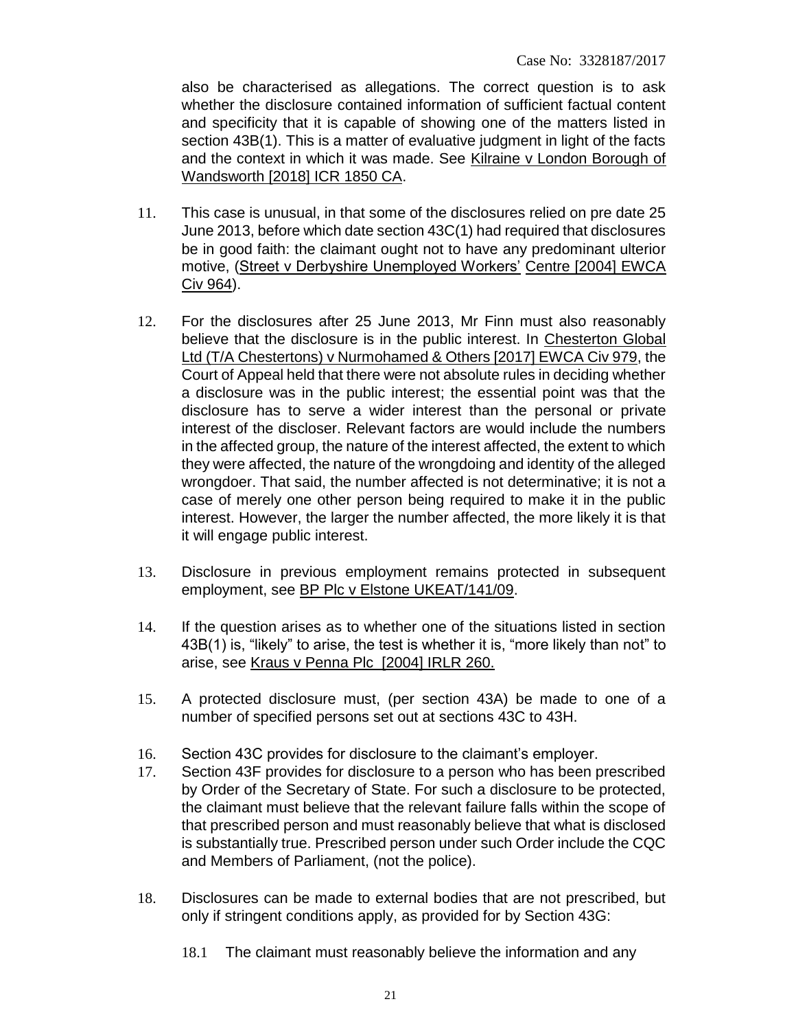also be characterised as allegations. The correct question is to ask whether the disclosure contained information of sufficient factual content and specificity that it is capable of showing one of the matters listed in section 43B(1). This is a matter of evaluative judgment in light of the facts and the context in which it was made. See Kilraine v London Borough of Wandsworth [2018] ICR 1850 CA.

11. This case is unusual, in that some of the disclosures relied on pre date 25 June 2013, before which date section 43C(1) had required that disclosures be in good faith: the claimant ought not to have any predominant ulterior motive, (Street v Derbyshire Unemployed Workers' Centre [2004] EWCA Civ 964).

12. For the disclosures after 25 June 2013, Mr Finn must also reasonably believe that the disclosure is in the public interest. In Chesterton Global Ltd (T/A Chestertons) v Nurmohamed & Others [2017] EWCA Civ 979, the Court of Appeal held that there were not absolute rules in deciding whether a disclosure was in the public interest; the essential point was that the disclosure has to serve a wider interest than the personal or private interest of the discloser. Relevant factors are would include the numbers in the affected group, the nature of the interest affected, the extent to which they were affected, the nature of the wrongdoing and identity of the alleged wrongdoer. That said, the number affected is not determinative; it is not a case of merely one other person being required to make it in the public interest. However, the larger the number affected, the more likely it is that it will engage public interest.

13. Disclosure in previous employment remains protected in subsequent employment, see BP Plc v Elstone UKEAT/141/09.

14. If the question arises as to whether one of the situations listed in section 43B(1) is, "likely" to arise, the test is whether it is, "more likely than not" to arise, see Kraus v Penna Plc [2004] IRLR 260.

15. A protected disclosure must, (per section 43A) be made to one of a number of specified persons set out at sections 43C to 43H.

16. Section 43C provides for disclosure to the claimant's employer.

17. Section 43F provides for disclosure to a person who has been prescribed by Order of the Secretary of State. For such a disclosure to be protected, the claimant must believe that the relevant failure falls within the scope of that prescribed person and must reasonably believe that what is disclosed is substantially true. Prescribed person under such Order include the CQC and Members of Parliament, (not the police).

18. Disclosures can be made to external bodies that are not prescribed, but only if stringent conditions apply, as provided for by Section 43G:

    18.1 The claimant must reasonably believe the information and any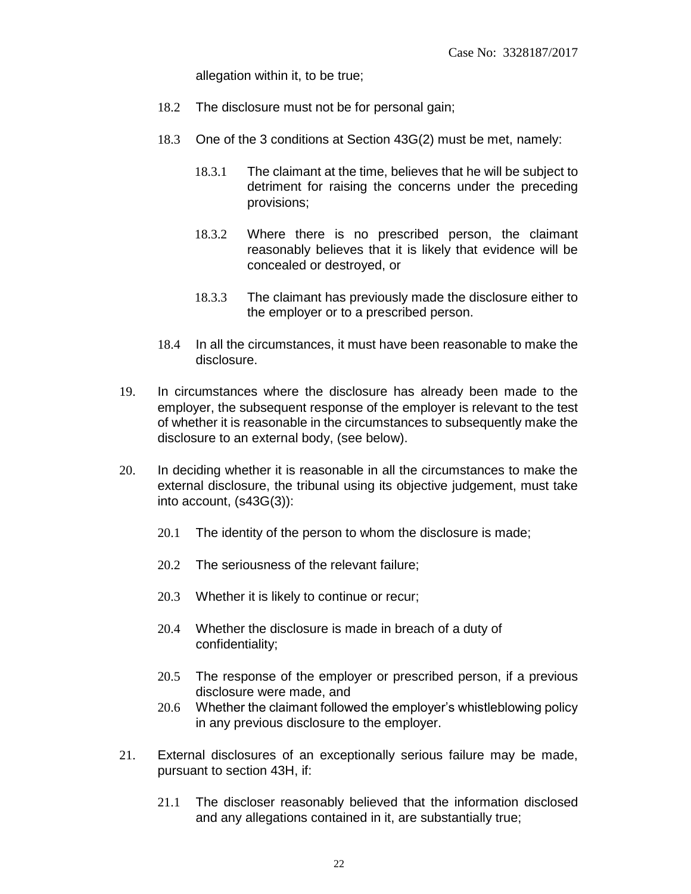allegation within it, to be true;

18.2 The disclosure must not be for personal gain;

18.3 One of the 3 conditions at Section 43G(2) must be met, namely:

18.3.1 The claimant at the time, believes that he will be subject to detriment for raising the concerns under the preceding provisions;

18.3.2 Where there is no prescribed person, the claimant reasonably believes that it is likely that evidence will be concealed or destroyed, or

18.3.3 The claimant has previously made the disclosure either to the employer or to a prescribed person.

18.4 In all the circumstances, it must have been reasonable to make the disclosure.

19. In circumstances where the disclosure has already been made to the employer, the subsequent response of the employer is relevant to the test of whether it is reasonable in the circumstances to subsequently make the disclosure to an external body, (see below).

20. In deciding whether it is reasonable in all the circumstances to make the external disclosure, the tribunal using its objective judgement, must take into account, (s43G(3)):

20.1 The identity of the person to whom the disclosure is made;

20.2 The seriousness of the relevant failure;

20.3 Whether it is likely to continue or recur;

20.4 Whether the disclosure is made in breach of a duty of confidentiality;

20.5 The response of the employer or prescribed person, if a previous disclosure were made, and

20.6 Whether the claimant followed the employer's whistleblowing policy in any previous disclosure to the employer.

21. External disclosures of an exceptionally serious failure may be made, pursuant to section 43H, if:

21.1 The discloser reasonably believed that the information disclosed and any allegations contained in it, are substantially true;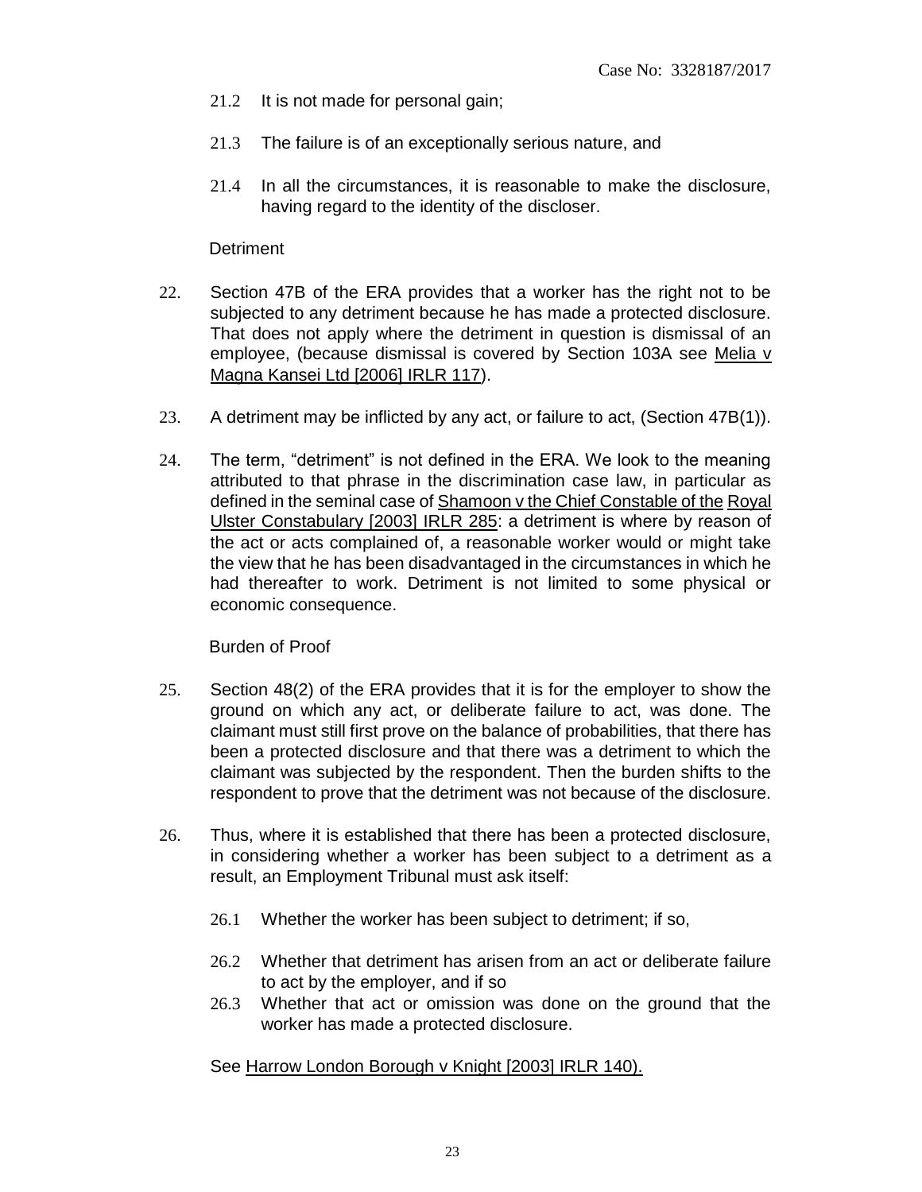21.2 It is not made for personal gain;

21.3 The failure is of an exceptionally serious nature, and

21.4 In all the circumstances, it is reasonable to make the disclosure, having regard to the identity of the discloser.

Detriment

22. Section 47B of the ERA provides that a worker has the right not to be subjected to any detriment because he has made a protected disclosure. That does not apply where the detriment in question is dismissal of an employee, (because dismissal is covered by Section 103A see Melia v Magna Kansei Ltd [2006] IRLR 117).

23. A detriment may be inflicted by any act, or failure to act, (Section 47B(1)).

24. The term, "detriment" is not defined in the ERA. We look to the meaning attributed to that phrase in the discrimination case law, in particular as defined in the seminal case of Shamoon v the Chief Constable of the Royal Ulster Constabulary [2003] IRLR 285: a detriment is where by reason of the act or acts complained of, a reasonable worker would or might take the view that he has been disadvantaged in the circumstances in which he had thereafter to work. Detriment is not limited to some physical or economic consequence.

Burden of Proof

25. Section 48(2) of the ERA provides that it is for the employer to show the ground on which any act, or deliberate failure to act, was done. The claimant must still first prove on the balance of probabilities, that there has been a protected disclosure and that there was a detriment to which the claimant was subjected by the respondent. Then the burden shifts to the respondent to prove that the detriment was not because of the disclosure.

26. Thus, where it is established that there has been a protected disclosure, in considering whether a worker has been subject to a detriment as a result, an Employment Tribunal must ask itself:

26.1 Whether the worker has been subject to detriment; if so,

26.2 Whether that detriment has arisen from an act or deliberate failure to act by the employer, and if so

26.3 Whether that act or omission was done on the ground that the worker has made a protected disclosure.

See Harrow London Borough v Knight [2003] IRLR 140).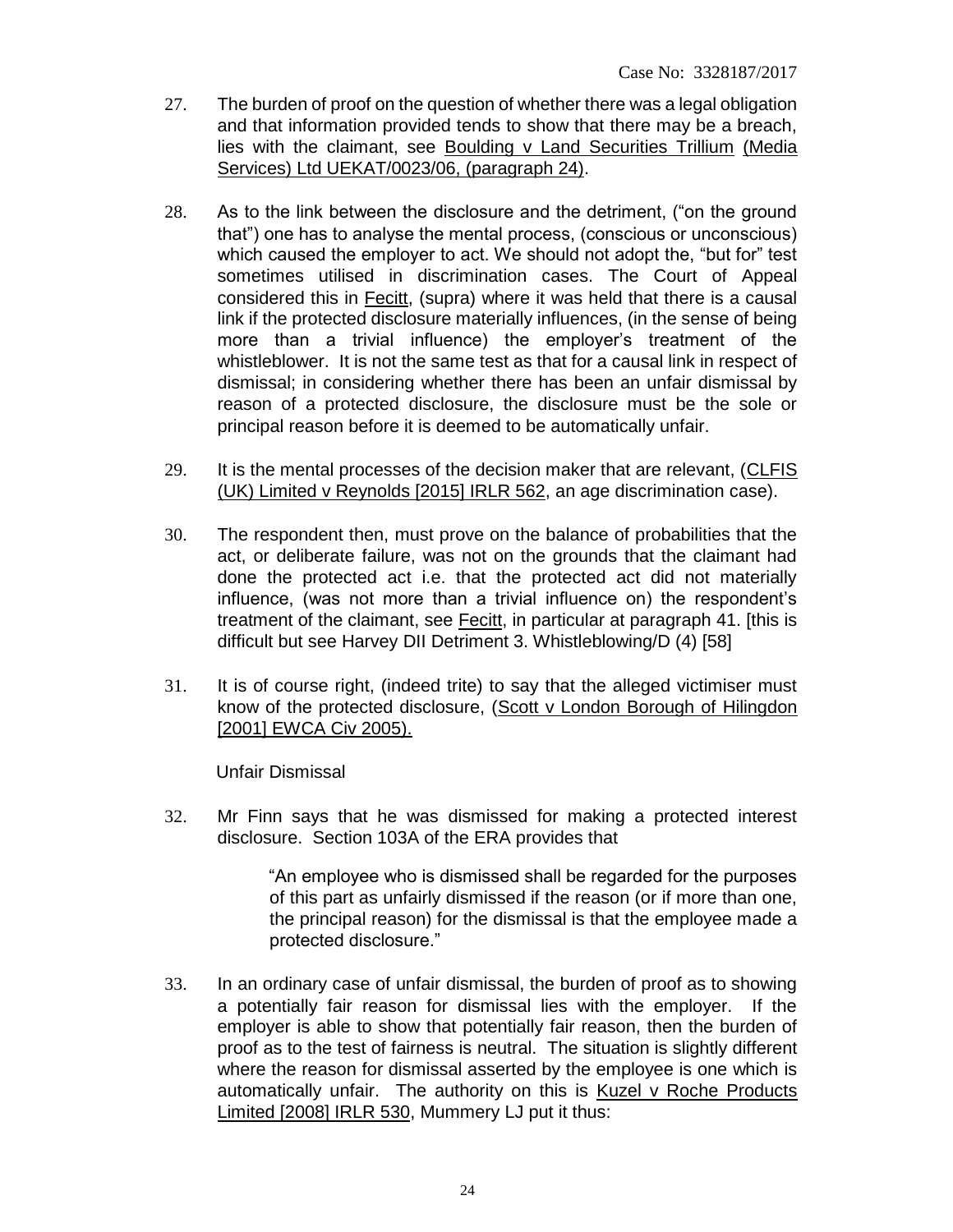27. The burden of proof on the question of whether there was a legal obligation and that information provided tends to show that there may be a breach, lies with the claimant, see Boulding v Land Securities Trillium (Media Services) Ltd UEKAT/0023/06, (paragraph 24).

28. As to the link between the disclosure and the detriment, ("on the ground that") one has to analyse the mental process, (conscious or unconscious) which caused the employer to act. We should not adopt the, "but for" test sometimes utilised in discrimination cases. The Court of Appeal considered this in Fecitt, (supra) where it was held that there is a causal link if the protected disclosure materially influences, (in the sense of being more than a trivial influence) the employer's treatment of the whistleblower. It is not the same test as that for a causal link in respect of dismissal; in considering whether there has been an unfair dismissal by reason of a protected disclosure, the disclosure must be the sole or principal reason before it is deemed to be automatically unfair.

29. It is the mental processes of the decision maker that are relevant, (CLFIS (UK) Limited v Reynolds [2015] IRLR 562, an age discrimination case).

30. The respondent then, must prove on the balance of probabilities that the act, or deliberate failure, was not on the grounds that the claimant had done the protected act i.e. that the protected act did not materially influence, (was not more than a trivial influence on) the respondent's treatment of the claimant, see Fecitt, in particular at paragraph 41. [this is difficult but see Harvey DII Detriment 3. Whistleblowing/D (4) [58]

31. It is of course right, (indeed trite) to say that the alleged victimiser must know of the protected disclosure, (Scott v London Borough of Hilingdon [2001] EWCA Civ 2005).

Unfair Dismissal

32. Mr Finn says that he was dismissed for making a protected interest disclosure. Section 103A of the ERA provides that

> "An employee who is dismissed shall be regarded for the purposes of this part as unfairly dismissed if the reason (or if more than one, the principal reason) for the dismissal is that the employee made a protected disclosure."

33. In an ordinary case of unfair dismissal, the burden of proof as to showing a potentially fair reason for dismissal lies with the employer. If the employer is able to show that potentially fair reason, then the burden of proof as to the test of fairness is neutral. The situation is slightly different where the reason for dismissal asserted by the employee is one which is automatically unfair. The authority on this is Kuzel v Roche Products Limited [2008] IRLR 530, Mummery LJ put it thus: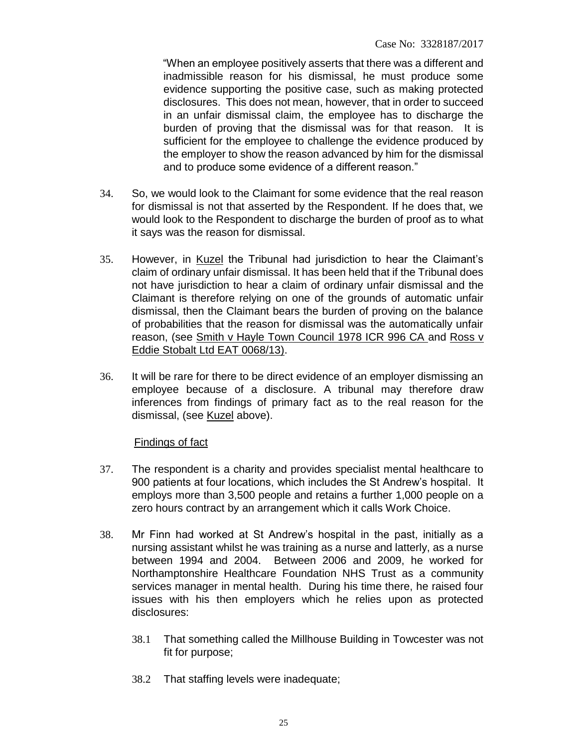> "When an employee positively asserts that there was a different and inadmissible reason for his dismissal, he must produce some evidence supporting the positive case, such as making protected disclosures. This does not mean, however, that in order to succeed in an unfair dismissal claim, the employee has to discharge the burden of proving that the dismissal was for that reason. It is sufficient for the employee to challenge the evidence produced by the employer to show the reason advanced by him for the dismissal and to produce some evidence of a different reason."

34. So, we would look to the Claimant for some evidence that the real reason for dismissal is not that asserted by the Respondent. If he does that, we would look to the Respondent to discharge the burden of proof as to what it says was the reason for dismissal.

35. However, in Kuzel the Tribunal had jurisdiction to hear the Claimant's claim of ordinary unfair dismissal. It has been held that if the Tribunal does not have jurisdiction to hear a claim of ordinary unfair dismissal and the Claimant is therefore relying on one of the grounds of automatic unfair dismissal, then the Claimant bears the burden of proving on the balance of probabilities that the reason for dismissal was the automatically unfair reason, (see Smith v Hayle Town Council 1978 ICR 996 CA and Ross v Eddie Stobalt Ltd EAT 0068/13).

36. It will be rare for there to be direct evidence of an employer dismissing an employee because of a disclosure. A tribunal may therefore draw inferences from findings of primary fact as to the real reason for the dismissal, (see Kuzel above).

## Findings of fact

37. The respondent is a charity and provides specialist mental healthcare to 900 patients at four locations, which includes the St Andrew's hospital. It employs more than 3,500 people and retains a further 1,000 people on a zero hours contract by an arrangement which it calls Work Choice.

38. Mr Finn had worked at St Andrew's hospital in the past, initially as a nursing assistant whilst he was training as a nurse and latterly, as a nurse between 1994 and 2004. Between 2006 and 2009, he worked for Northamptonshire Healthcare Foundation NHS Trust as a community services manager in mental health. During his time there, he raised four issues with his then employers which he relies upon as protected disclosures:

    38.1 That something called the Millhouse Building in Towcester was not fit for purpose;

    38.2 That staffing levels were inadequate;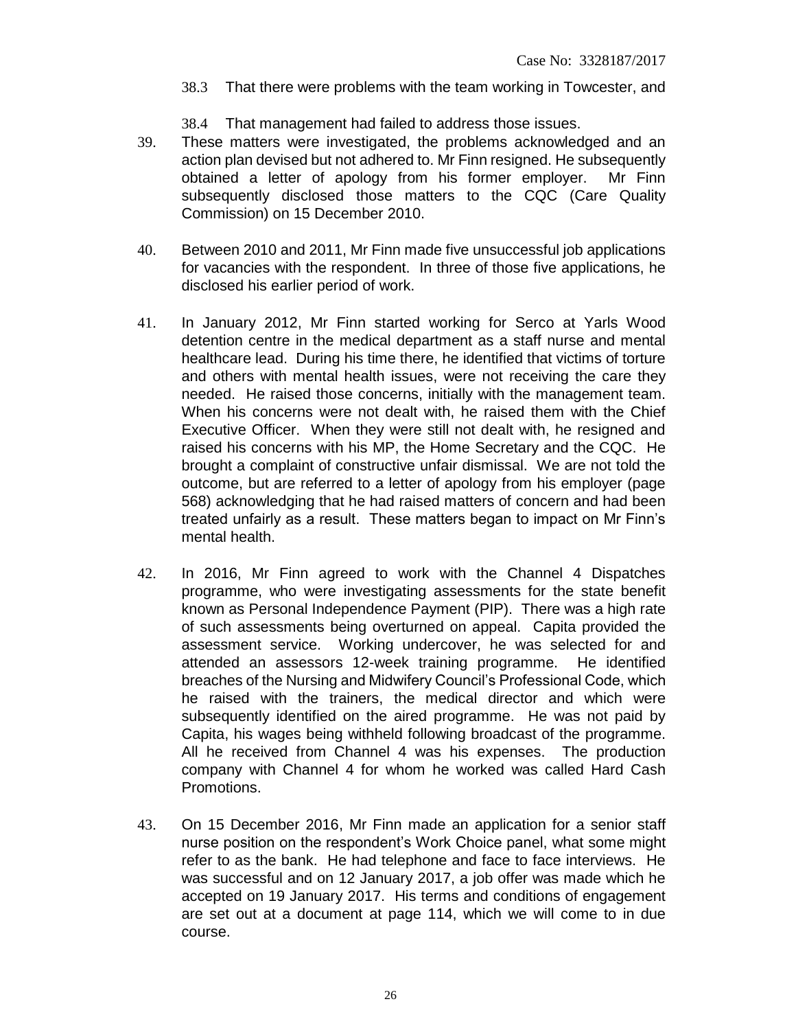38.3 That there were problems with the team working in Towcester, and

38.4 That management had failed to address those issues.

39. These matters were investigated, the problems acknowledged and an action plan devised but not adhered to. Mr Finn resigned. He subsequently obtained a letter of apology from his former employer. Mr Finn subsequently disclosed those matters to the CQC (Care Quality Commission) on 15 December 2010.

40. Between 2010 and 2011, Mr Finn made five unsuccessful job applications for vacancies with the respondent. In three of those five applications, he disclosed his earlier period of work.

41. In January 2012, Mr Finn started working for Serco at Yarls Wood detention centre in the medical department as a staff nurse and mental healthcare lead. During his time there, he identified that victims of torture and others with mental health issues, were not receiving the care they needed. He raised those concerns, initially with the management team. When his concerns were not dealt with, he raised them with the Chief Executive Officer. When they were still not dealt with, he resigned and raised his concerns with his MP, the Home Secretary and the CQC. He brought a complaint of constructive unfair dismissal. We are not told the outcome, but are referred to a letter of apology from his employer (page 568) acknowledging that he had raised matters of concern and had been treated unfairly as a result. These matters began to impact on Mr Finn's mental health.

42. In 2016, Mr Finn agreed to work with the Channel 4 Dispatches programme, who were investigating assessments for the state benefit known as Personal Independence Payment (PIP). There was a high rate of such assessments being overturned on appeal. Capita provided the assessment service. Working undercover, he was selected for and attended an assessors 12-week training programme. He identified breaches of the Nursing and Midwifery Council's Professional Code, which he raised with the trainers, the medical director and which were subsequently identified on the aired programme. He was not paid by Capita, his wages being withheld following broadcast of the programme. All he received from Channel 4 was his expenses. The production company with Channel 4 for whom he worked was called Hard Cash Promotions.

43. On 15 December 2016, Mr Finn made an application for a senior staff nurse position on the respondent's Work Choice panel, what some might refer to as the bank. He had telephone and face to face interviews. He was successful and on 12 January 2017, a job offer was made which he accepted on 19 January 2017. His terms and conditions of engagement are set out at a document at page 114, which we will come to in due course.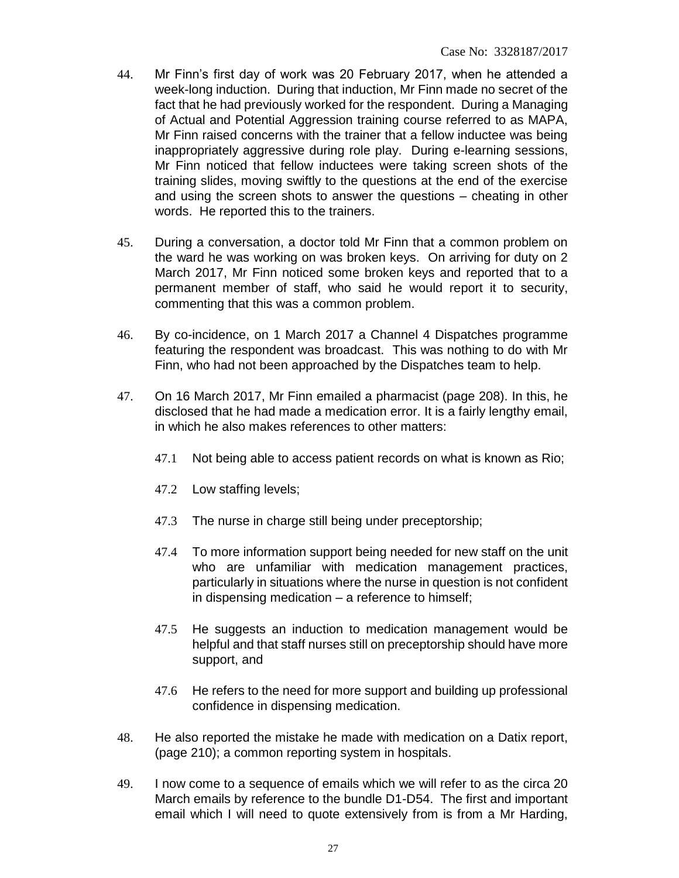44. Mr Finn's first day of work was 20 February 2017, when he attended a week-long induction. During that induction, Mr Finn made no secret of the fact that he had previously worked for the respondent. During a Managing of Actual and Potential Aggression training course referred to as MAPA, Mr Finn raised concerns with the trainer that a fellow inductee was being inappropriately aggressive during role play. During e-learning sessions, Mr Finn noticed that fellow inductees were taking screen shots of the training slides, moving swiftly to the questions at the end of the exercise and using the screen shots to answer the questions – cheating in other words. He reported this to the trainers.

45. During a conversation, a doctor told Mr Finn that a common problem on the ward he was working on was broken keys. On arriving for duty on 2 March 2017, Mr Finn noticed some broken keys and reported that to a permanent member of staff, who said he would report it to security, commenting that this was a common problem.

46. By co-incidence, on 1 March 2017 a Channel 4 Dispatches programme featuring the respondent was broadcast. This was nothing to do with Mr Finn, who had not been approached by the Dispatches team to help.

47. On 16 March 2017, Mr Finn emailed a pharmacist (page 208). In this, he disclosed that he had made a medication error. It is a fairly lengthy email, in which he also makes references to other matters:

    47.1 Not being able to access patient records on what is known as Rio;

    47.2 Low staffing levels;

    47.3 The nurse in charge still being under preceptorship;

    47.4 To more information support being needed for new staff on the unit who are unfamiliar with medication management practices, particularly in situations where the nurse in question is not confident in dispensing medication – a reference to himself;

    47.5 He suggests an induction to medication management would be helpful and that staff nurses still on preceptorship should have more support, and

    47.6 He refers to the need for more support and building up professional confidence in dispensing medication.

48. He also reported the mistake he made with medication on a Datix report, (page 210); a common reporting system in hospitals.

49. I now come to a sequence of emails which we will refer to as the circa 20 March emails by reference to the bundle D1-D54. The first and important email which I will need to quote extensively from is from a Mr Harding,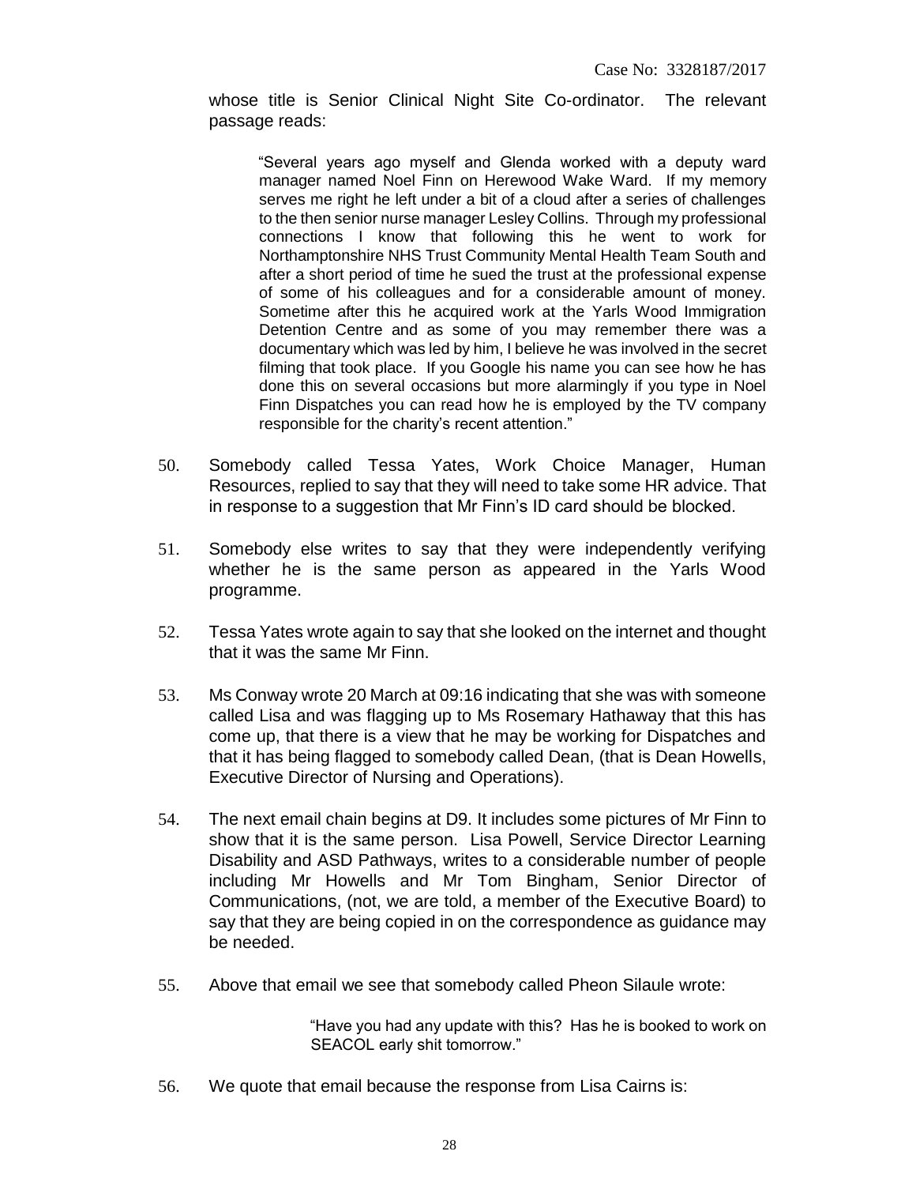whose title is Senior Clinical Night Site Co-ordinator. The relevant passage reads:

> "Several years ago myself and Glenda worked with a deputy ward manager named Noel Finn on Herewood Wake Ward. If my memory serves me right he left under a bit of a cloud after a series of challenges to the then senior nurse manager Lesley Collins. Through my professional connections I know that following this he went to work for Northamptonshire NHS Trust Community Mental Health Team South and after a short period of time he sued the trust at the professional expense of some of his colleagues and for a considerable amount of money. Sometime after this he acquired work at the Yarls Wood Immigration Detention Centre and as some of you may remember there was a documentary which was led by him, I believe he was involved in the secret filming that took place. If you Google his name you can see how he has done this on several occasions but more alarmingly if you type in Noel Finn Dispatches you can read how he is employed by the TV company responsible for the charity's recent attention."

50. Somebody called Tessa Yates, Work Choice Manager, Human Resources, replied to say that they will need to take some HR advice. That in response to a suggestion that Mr Finn's ID card should be blocked.

51. Somebody else writes to say that they were independently verifying whether he is the same person as appeared in the Yarls Wood programme.

52. Tessa Yates wrote again to say that she looked on the internet and thought that it was the same Mr Finn.

53. Ms Conway wrote 20 March at 09:16 indicating that she was with someone called Lisa and was flagging up to Ms Rosemary Hathaway that this has come up, that there is a view that he may be working for Dispatches and that it has being flagged to somebody called Dean, (that is Dean Howells, Executive Director of Nursing and Operations).

54. The next email chain begins at D9. It includes some pictures of Mr Finn to show that it is the same person. Lisa Powell, Service Director Learning Disability and ASD Pathways, writes to a considerable number of people including Mr Howells and Mr Tom Bingham, Senior Director of Communications, (not, we are told, a member of the Executive Board) to say that they are being copied in on the correspondence as guidance may be needed.

55. Above that email we see that somebody called Pheon Silaule wrote:

> "Have you had any update with this? Has he is booked to work on SEACOL early shit tomorrow."

56. We quote that email because the response from Lisa Cairns is: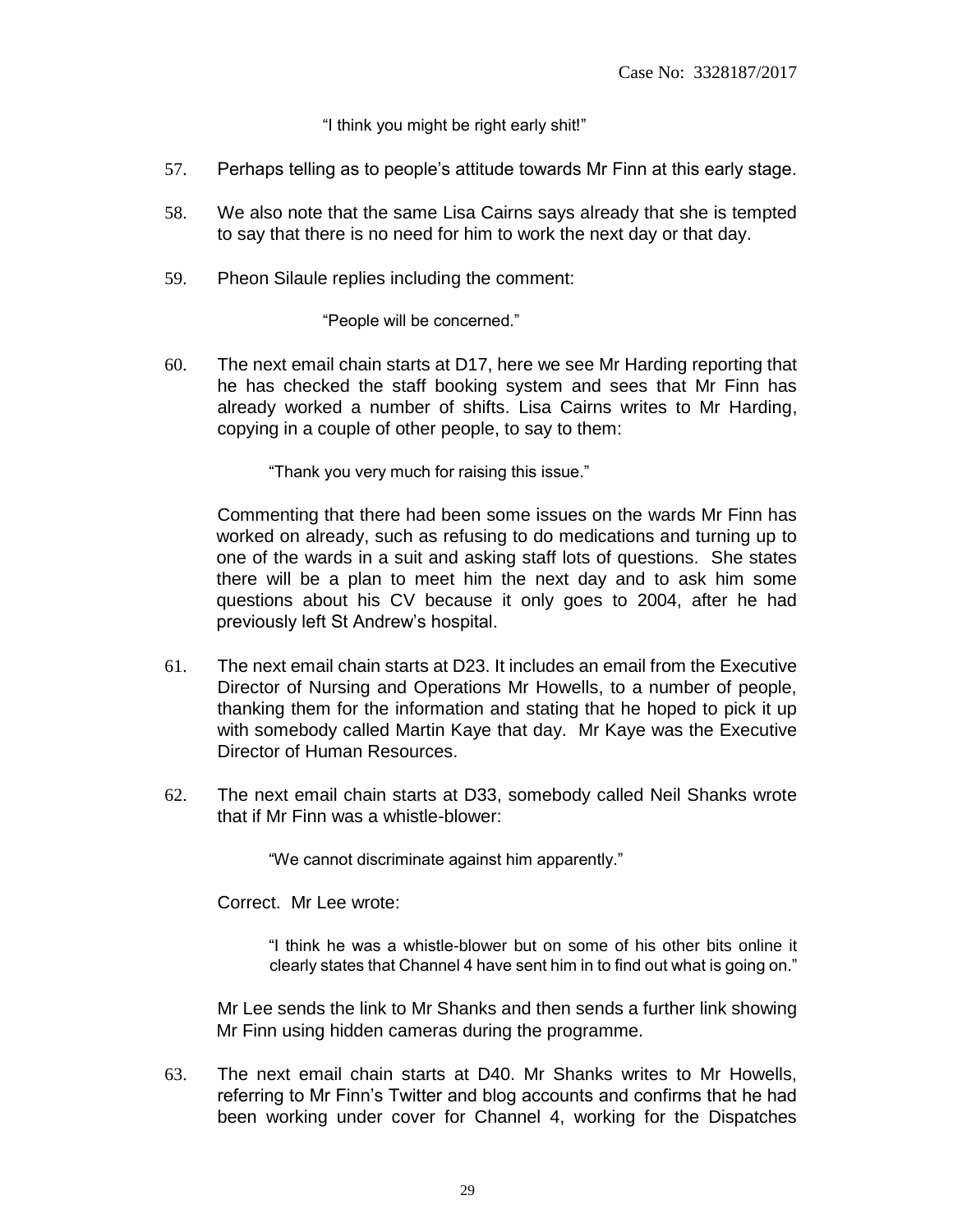"I think you might be right early shit!"

57. Perhaps telling as to people's attitude towards Mr Finn at this early stage.

58. We also note that the same Lisa Cairns says already that she is tempted to say that there is no need for him to work the next day or that day.

59. Pheon Silaule replies including the comment:

> "People will be concerned."

60. The next email chain starts at D17, here we see Mr Harding reporting that he has checked the staff booking system and sees that Mr Finn has already worked a number of shifts. Lisa Cairns writes to Mr Harding, copying in a couple of other people, to say to them:

> "Thank you very much for raising this issue."

Commenting that there had been some issues on the wards Mr Finn has worked on already, such as refusing to do medications and turning up to one of the wards in a suit and asking staff lots of questions. She states there will be a plan to meet him the next day and to ask him some questions about his CV because it only goes to 2004, after he had previously left St Andrew's hospital.

61. The next email chain starts at D23. It includes an email from the Executive Director of Nursing and Operations Mr Howells, to a number of people, thanking them for the information and stating that he hoped to pick it up with somebody called Martin Kaye that day. Mr Kaye was the Executive Director of Human Resources.

62. The next email chain starts at D33, somebody called Neil Shanks wrote that if Mr Finn was a whistle-blower:

> "We cannot discriminate against him apparently."

Correct. Mr Lee wrote:

> "I think he was a whistle-blower but on some of his other bits online it clearly states that Channel 4 have sent him in to find out what is going on."

Mr Lee sends the link to Mr Shanks and then sends a further link showing Mr Finn using hidden cameras during the programme.

63. The next email chain starts at D40. Mr Shanks writes to Mr Howells, referring to Mr Finn's Twitter and blog accounts and confirms that he had been working under cover for Channel 4, working for the Dispatches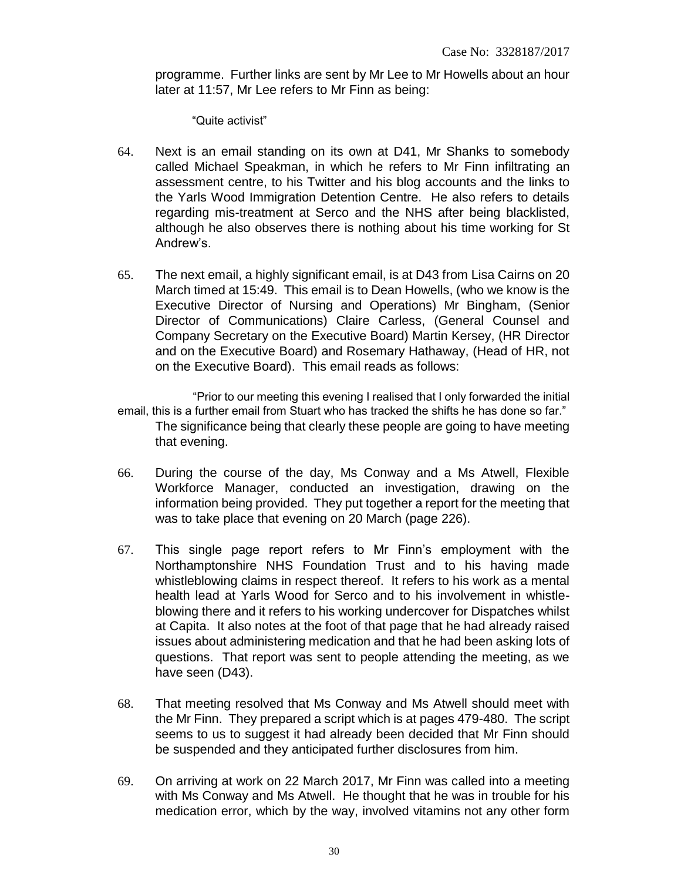programme. Further links are sent by Mr Lee to Mr Howells about an hour later at 11:57, Mr Lee refers to Mr Finn as being:

> "Quite activist"

64. Next is an email standing on its own at D41, Mr Shanks to somebody called Michael Speakman, in which he refers to Mr Finn infiltrating an assessment centre, to his Twitter and his blog accounts and the links to the Yarls Wood Immigration Detention Centre. He also refers to details regarding mis-treatment at Serco and the NHS after being blacklisted, although he also observes there is nothing about his time working for St Andrew's.

65. The next email, a highly significant email, is at D43 from Lisa Cairns on 20 March timed at 15:49. This email is to Dean Howells, (who we know is the Executive Director of Nursing and Operations) Mr Bingham, (Senior Director of Communications) Claire Carless, (General Counsel and Company Secretary on the Executive Board) Martin Kersey, (HR Director and on the Executive Board) and Rosemary Hathaway, (Head of HR, not on the Executive Board). This email reads as follows:

> "Prior to our meeting this evening I realised that I only forwarded the initial email, this is a further email from Stuart who has tracked the shifts he has done so far."

The significance being that clearly these people are going to have meeting that evening.

66. During the course of the day, Ms Conway and a Ms Atwell, Flexible Workforce Manager, conducted an investigation, drawing on the information being provided. They put together a report for the meeting that was to take place that evening on 20 March (page 226).

67. This single page report refers to Mr Finn's employment with the Northamptonshire NHS Foundation Trust and to his having made whistleblowing claims in respect thereof. It refers to his work as a mental health lead at Yarls Wood for Serco and to his involvement in whistle-blowing there and it refers to his working undercover for Dispatches whilst at Capita. It also notes at the foot of that page that he had already raised issues about administering medication and that he had been asking lots of questions. That report was sent to people attending the meeting, as we have seen (D43).

68. That meeting resolved that Ms Conway and Ms Atwell should meet with the Mr Finn. They prepared a script which is at pages 479-480. The script seems to us to suggest it had already been decided that Mr Finn should be suspended and they anticipated further disclosures from him.

69. On arriving at work on 22 March 2017, Mr Finn was called into a meeting with Ms Conway and Ms Atwell. He thought that he was in trouble for his medication error, which by the way, involved vitamins not any other form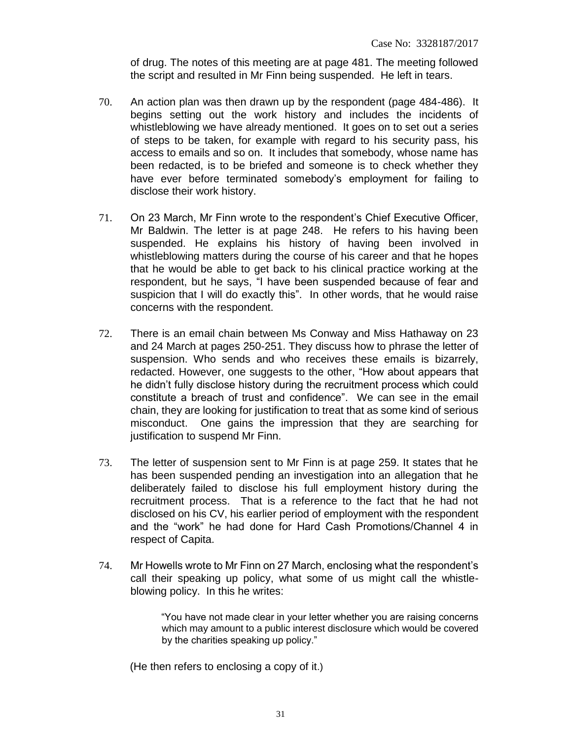of drug. The notes of this meeting are at page 481. The meeting followed the script and resulted in Mr Finn being suspended. He left in tears.

70. An action plan was then drawn up by the respondent (page 484-486). It begins setting out the work history and includes the incidents of whistleblowing we have already mentioned. It goes on to set out a series of steps to be taken, for example with regard to his security pass, his access to emails and so on. It includes that somebody, whose name has been redacted, is to be briefed and someone is to check whether they have ever before terminated somebody's employment for failing to disclose their work history.

71. On 23 March, Mr Finn wrote to the respondent's Chief Executive Officer, Mr Baldwin. The letter is at page 248. He refers to his having been suspended. He explains his history of having been involved in whistleblowing matters during the course of his career and that he hopes that he would be able to get back to his clinical practice working at the respondent, but he says, "I have been suspended because of fear and suspicion that I will do exactly this". In other words, that he would raise concerns with the respondent.

72. There is an email chain between Ms Conway and Miss Hathaway on 23 and 24 March at pages 250-251. They discuss how to phrase the letter of suspension. Who sends and who receives these emails is bizarrely, redacted. However, one suggests to the other, "How about appears that he didn't fully disclose history during the recruitment process which could constitute a breach of trust and confidence". We can see in the email chain, they are looking for justification to treat that as some kind of serious misconduct. One gains the impression that they are searching for justification to suspend Mr Finn.

73. The letter of suspension sent to Mr Finn is at page 259. It states that he has been suspended pending an investigation into an allegation that he deliberately failed to disclose his full employment history during the recruitment process. That is a reference to the fact that he had not disclosed on his CV, his earlier period of employment with the respondent and the "work" he had done for Hard Cash Promotions/Channel 4 in respect of Capita.

74. Mr Howells wrote to Mr Finn on 27 March, enclosing what the respondent's call their speaking up policy, what some of us might call the whistle-blowing policy. In this he writes:

> "You have not made clear in your letter whether you are raising concerns which may amount to a public interest disclosure which would be covered by the charities speaking up policy."

(He then refers to enclosing a copy of it.)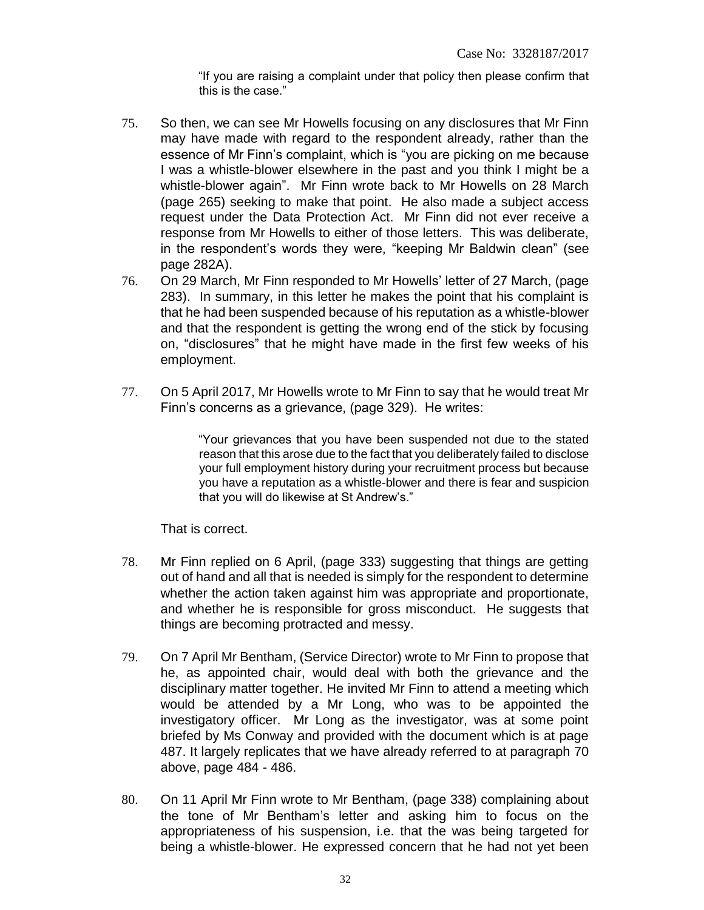"If you are raising a complaint under that policy then please confirm that this is the case."

75. So then, we can see Mr Howells focusing on any disclosures that Mr Finn may have made with regard to the respondent already, rather than the essence of Mr Finn's complaint, which is "you are picking on me because I was a whistle-blower elsewhere in the past and you think I might be a whistle-blower again". Mr Finn wrote back to Mr Howells on 28 March (page 265) seeking to make that point. He also made a subject access request under the Data Protection Act. Mr Finn did not ever receive a response from Mr Howells to either of those letters. This was deliberate, in the respondent's words they were, "keeping Mr Baldwin clean" (see page 282A).

76. On 29 March, Mr Finn responded to Mr Howells' letter of 27 March, (page 283). In summary, in this letter he makes the point that his complaint is that he had been suspended because of his reputation as a whistle-blower and that the respondent is getting the wrong end of the stick by focusing on, "disclosures" that he might have made in the first few weeks of his employment.

77. On 5 April 2017, Mr Howells wrote to Mr Finn to say that he would treat Mr Finn's concerns as a grievance, (page 329). He writes:

> "Your grievances that you have been suspended not due to the stated reason that this arose due to the fact that you deliberately failed to disclose your full employment history during your recruitment process but because you have a reputation as a whistle-blower and there is fear and suspicion that you will do likewise at St Andrew's."

That is correct.

78. Mr Finn replied on 6 April, (page 333) suggesting that things are getting out of hand and all that is needed is simply for the respondent to determine whether the action taken against him was appropriate and proportionate, and whether he is responsible for gross misconduct. He suggests that things are becoming protracted and messy.

79. On 7 April Mr Bentham, (Service Director) wrote to Mr Finn to propose that he, as appointed chair, would deal with both the grievance and the disciplinary matter together. He invited Mr Finn to attend a meeting which would be attended by a Mr Long, who was to be appointed the investigatory officer. Mr Long as the investigator, was at some point briefed by Ms Conway and provided with the document which is at page 487. It largely replicates that we have already referred to at paragraph 70 above, page 484 - 486.

80. On 11 April Mr Finn wrote to Mr Bentham, (page 338) complaining about the tone of Mr Bentham's letter and asking him to focus on the appropriateness of his suspension, i.e. that the was being targeted for being a whistle-blower. He expressed concern that he had not yet been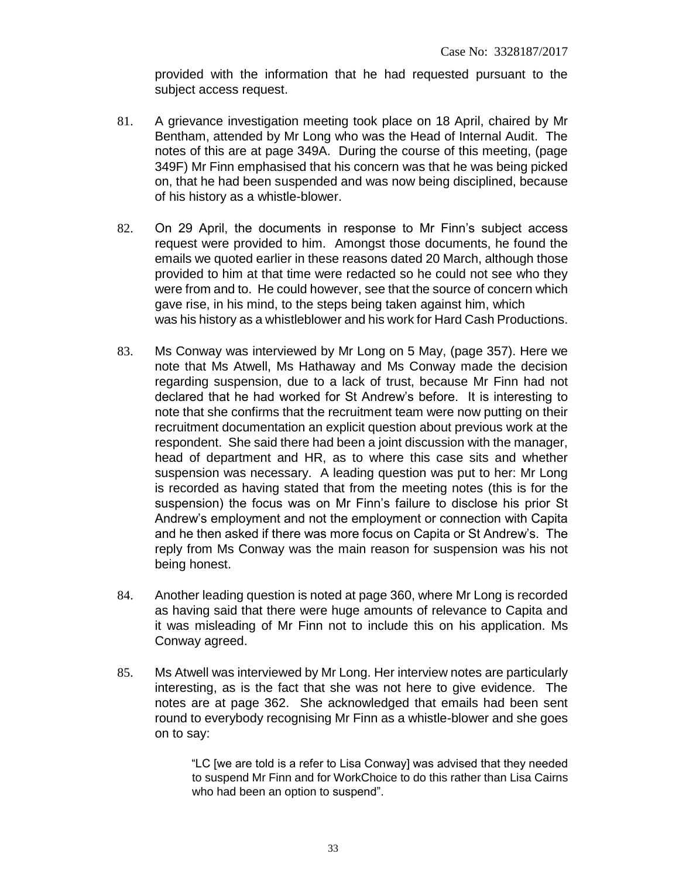provided with the information that he had requested pursuant to the subject access request.

81. A grievance investigation meeting took place on 18 April, chaired by Mr Bentham, attended by Mr Long who was the Head of Internal Audit. The notes of this are at page 349A. During the course of this meeting, (page 349F) Mr Finn emphasised that his concern was that he was being picked on, that he had been suspended and was now being disciplined, because of his history as a whistle-blower.

82. On 29 April, the documents in response to Mr Finn's subject access request were provided to him. Amongst those documents, he found the emails we quoted earlier in these reasons dated 20 March, although those provided to him at that time were redacted so he could not see who they were from and to. He could however, see that the source of concern which gave rise, in his mind, to the steps being taken against him, which was his history as a whistleblower and his work for Hard Cash Productions.

83. Ms Conway was interviewed by Mr Long on 5 May, (page 357). Here we note that Ms Atwell, Ms Hathaway and Ms Conway made the decision regarding suspension, due to a lack of trust, because Mr Finn had not declared that he had worked for St Andrew's before. It is interesting to note that she confirms that the recruitment team were now putting on their recruitment documentation an explicit question about previous work at the respondent. She said there had been a joint discussion with the manager, head of department and HR, as to where this case sits and whether suspension was necessary. A leading question was put to her: Mr Long is recorded as having stated that from the meeting notes (this is for the suspension) the focus was on Mr Finn's failure to disclose his prior St Andrew's employment and not the employment or connection with Capita and he then asked if there was more focus on Capita or St Andrew's. The reply from Ms Conway was the main reason for suspension was his not being honest.

84. Another leading question is noted at page 360, where Mr Long is recorded as having said that there were huge amounts of relevance to Capita and it was misleading of Mr Finn not to include this on his application. Ms Conway agreed.

85. Ms Atwell was interviewed by Mr Long. Her interview notes are particularly interesting, as is the fact that she was not here to give evidence. The notes are at page 362. She acknowledged that emails had been sent round to everybody recognising Mr Finn as a whistle-blower and she goes on to say:

> "LC [we are told is a refer to Lisa Conway] was advised that they needed to suspend Mr Finn and for WorkChoice to do this rather than Lisa Cairns who had been an option to suspend".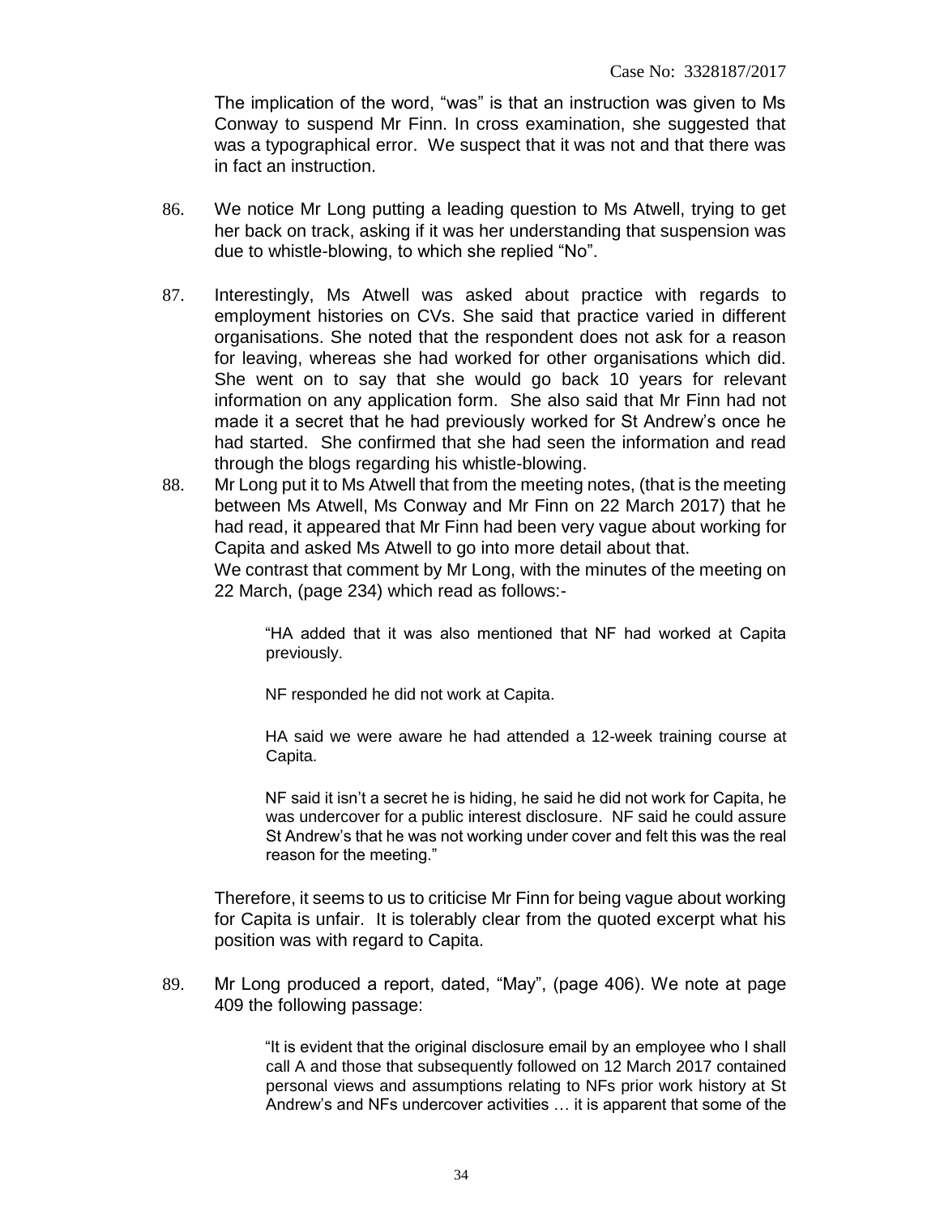The implication of the word, "was" is that an instruction was given to Ms Conway to suspend Mr Finn. In cross examination, she suggested that was a typographical error. We suspect that it was not and that there was in fact an instruction.

86. We notice Mr Long putting a leading question to Ms Atwell, trying to get her back on track, asking if it was her understanding that suspension was due to whistle-blowing, to which she replied "No".

87. Interestingly, Ms Atwell was asked about practice with regards to employment histories on CVs. She said that practice varied in different organisations. She noted that the respondent does not ask for a reason for leaving, whereas she had worked for other organisations which did. She went on to say that she would go back 10 years for relevant information on any application form. She also said that Mr Finn had not made it a secret that he had previously worked for St Andrew's once he had started. She confirmed that she had seen the information and read through the blogs regarding his whistle-blowing.

88. Mr Long put it to Ms Atwell that from the meeting notes, (that is the meeting between Ms Atwell, Ms Conway and Mr Finn on 22 March 2017) that he had read, it appeared that Mr Finn had been very vague about working for Capita and asked Ms Atwell to go into more detail about that.

    We contrast that comment by Mr Long, with the minutes of the meeting on 22 March, (page 234) which read as follows:-

    > "HA added that it was also mentioned that NF had worked at Capita previously.
    >
    > NF responded he did not work at Capita.
    >
    > HA said we were aware he had attended a 12-week training course at Capita.
    >
    > NF said it isn't a secret he is hiding, he said he did not work for Capita, he was undercover for a public interest disclosure. NF said he could assure St Andrew's that he was not working under cover and felt this was the real reason for the meeting."

    Therefore, it seems to us to criticise Mr Finn for being vague about working for Capita is unfair. It is tolerably clear from the quoted excerpt what his position was with regard to Capita.

89. Mr Long produced a report, dated, "May", (page 406). We note at page 409 the following passage:

    > "It is evident that the original disclosure email by an employee who I shall call A and those that subsequently followed on 12 March 2017 contained personal views and assumptions relating to NFs prior work history at St Andrew's and NFs undercover activities … it is apparent that some of the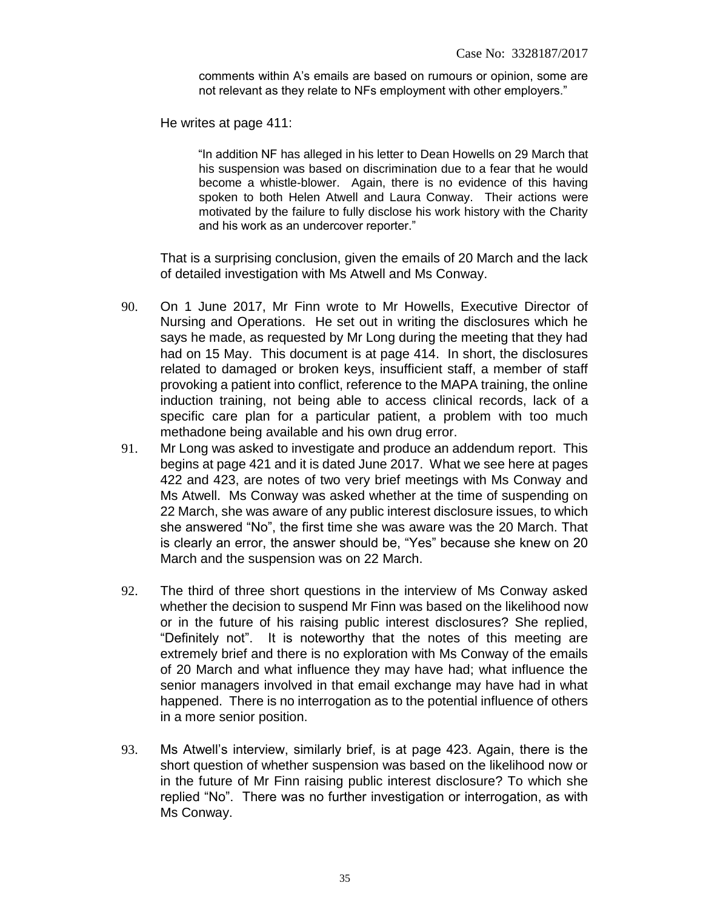> comments within A's emails are based on rumours or opinion, some are not relevant as they relate to NFs employment with other employers."

He writes at page 411:

> "In addition NF has alleged in his letter to Dean Howells on 29 March that his suspension was based on discrimination due to a fear that he would become a whistle-blower. Again, there is no evidence of this having spoken to both Helen Atwell and Laura Conway. Their actions were motivated by the failure to fully disclose his work history with the Charity and his work as an undercover reporter."

That is a surprising conclusion, given the emails of 20 March and the lack of detailed investigation with Ms Atwell and Ms Conway.

90. On 1 June 2017, Mr Finn wrote to Mr Howells, Executive Director of Nursing and Operations. He set out in writing the disclosures which he says he made, as requested by Mr Long during the meeting that they had had on 15 May. This document is at page 414. In short, the disclosures related to damaged or broken keys, insufficient staff, a member of staff provoking a patient into conflict, reference to the MAPA training, the online induction training, not being able to access clinical records, lack of a specific care plan for a particular patient, a problem with too much methadone being available and his own drug error.

91. Mr Long was asked to investigate and produce an addendum report. This begins at page 421 and it is dated June 2017. What we see here at pages 422 and 423, are notes of two very brief meetings with Ms Conway and Ms Atwell. Ms Conway was asked whether at the time of suspending on 22 March, she was aware of any public interest disclosure issues, to which she answered "No", the first time she was aware was the 20 March. That is clearly an error, the answer should be, "Yes" because she knew on 20 March and the suspension was on 22 March.

92. The third of three short questions in the interview of Ms Conway asked whether the decision to suspend Mr Finn was based on the likelihood now or in the future of his raising public interest disclosures? She replied, "Definitely not". It is noteworthy that the notes of this meeting are extremely brief and there is no exploration with Ms Conway of the emails of 20 March and what influence they may have had; what influence the senior managers involved in that email exchange may have had in what happened. There is no interrogation as to the potential influence of others in a more senior position.

93. Ms Atwell's interview, similarly brief, is at page 423. Again, there is the short question of whether suspension was based on the likelihood now or in the future of Mr Finn raising public interest disclosure? To which she replied "No". There was no further investigation or interrogation, as with Ms Conway.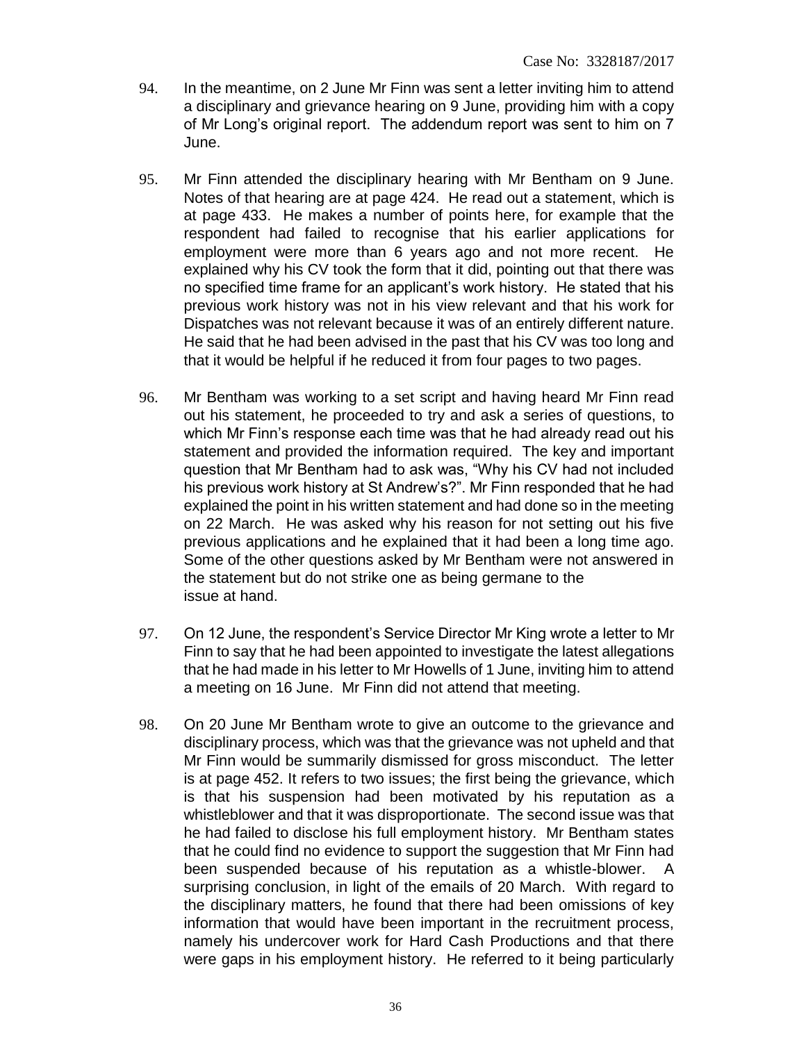94. In the meantime, on 2 June Mr Finn was sent a letter inviting him to attend a disciplinary and grievance hearing on 9 June, providing him with a copy of Mr Long's original report. The addendum report was sent to him on 7 June.

95. Mr Finn attended the disciplinary hearing with Mr Bentham on 9 June. Notes of that hearing are at page 424. He read out a statement, which is at page 433. He makes a number of points here, for example that the respondent had failed to recognise that his earlier applications for employment were more than 6 years ago and not more recent. He explained why his CV took the form that it did, pointing out that there was no specified time frame for an applicant's work history. He stated that his previous work history was not in his view relevant and that his work for Dispatches was not relevant because it was of an entirely different nature. He said that he had been advised in the past that his CV was too long and that it would be helpful if he reduced it from four pages to two pages.

96. Mr Bentham was working to a set script and having heard Mr Finn read out his statement, he proceeded to try and ask a series of questions, to which Mr Finn's response each time was that he had already read out his statement and provided the information required. The key and important question that Mr Bentham had to ask was, "Why his CV had not included his previous work history at St Andrew's?". Mr Finn responded that he had explained the point in his written statement and had done so in the meeting on 22 March. He was asked why his reason for not setting out his five previous applications and he explained that it had been a long time ago. Some of the other questions asked by Mr Bentham were not answered in the statement but do not strike one as being germane to the issue at hand.

97. On 12 June, the respondent's Service Director Mr King wrote a letter to Mr Finn to say that he had been appointed to investigate the latest allegations that he had made in his letter to Mr Howells of 1 June, inviting him to attend a meeting on 16 June. Mr Finn did not attend that meeting.

98. On 20 June Mr Bentham wrote to give an outcome to the grievance and disciplinary process, which was that the grievance was not upheld and that Mr Finn would be summarily dismissed for gross misconduct. The letter is at page 452. It refers to two issues; the first being the grievance, which is that his suspension had been motivated by his reputation as a whistleblower and that it was disproportionate. The second issue was that he had failed to disclose his full employment history. Mr Bentham states that he could find no evidence to support the suggestion that Mr Finn had been suspended because of his reputation as a whistle-blower. A surprising conclusion, in light of the emails of 20 March. With regard to the disciplinary matters, he found that there had been omissions of key information that would have been important in the recruitment process, namely his undercover work for Hard Cash Productions and that there were gaps in his employment history. He referred to it being particularly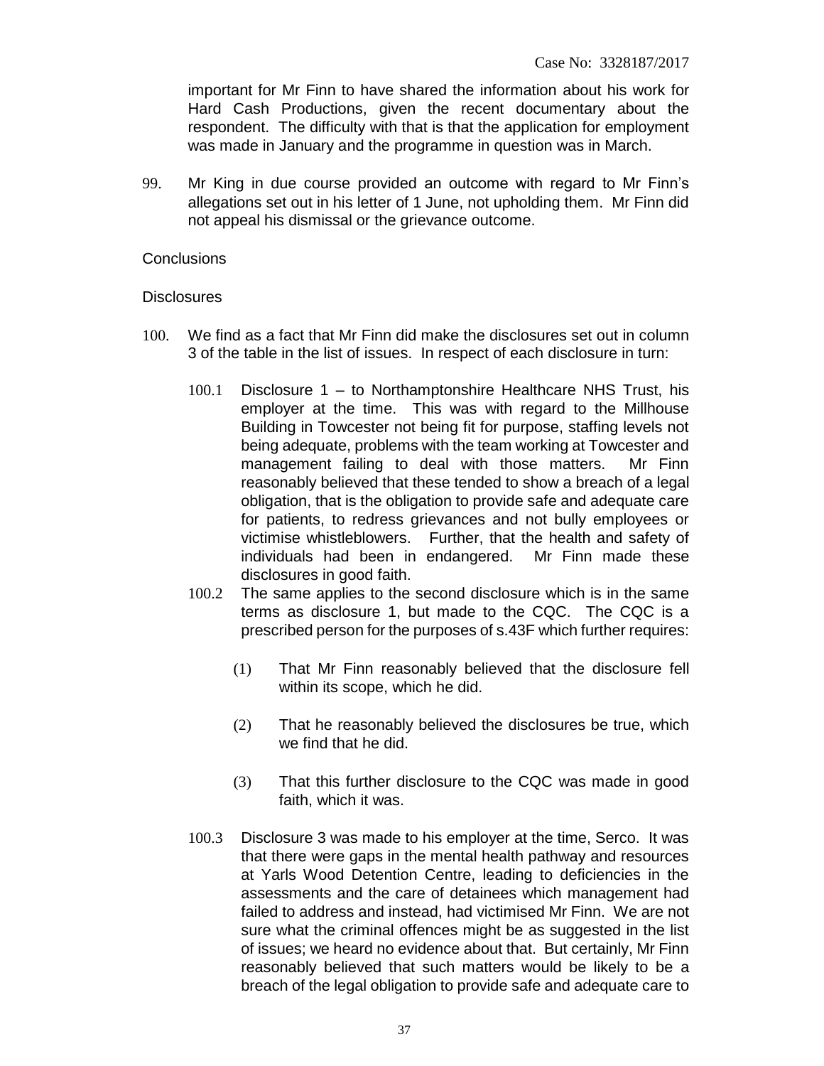important for Mr Finn to have shared the information about his work for Hard Cash Productions, given the recent documentary about the respondent. The difficulty with that is that the application for employment was made in January and the programme in question was in March.

99. Mr King in due course provided an outcome with regard to Mr Finn's allegations set out in his letter of 1 June, not upholding them. Mr Finn did not appeal his dismissal or the grievance outcome.

## Conclusions

### Disclosures

100. We find as a fact that Mr Finn did make the disclosures set out in column 3 of the table in the list of issues. In respect of each disclosure in turn:

    100.1 Disclosure 1 – to Northamptonshire Healthcare NHS Trust, his employer at the time. This was with regard to the Millhouse Building in Towcester not being fit for purpose, staffing levels not being adequate, problems with the team working at Towcester and management failing to deal with those matters. Mr Finn reasonably believed that these tended to show a breach of a legal obligation, that is the obligation to provide safe and adequate care for patients, to redress grievances and not bully employees or victimise whistleblowers. Further, that the health and safety of individuals had been in endangered. Mr Finn made these disclosures in good faith.

    100.2 The same applies to the second disclosure which is in the same terms as disclosure 1, but made to the CQC. The CQC is a prescribed person for the purposes of s.43F which further requires:

        (1) That Mr Finn reasonably believed that the disclosure fell within its scope, which he did.

        (2) That he reasonably believed the disclosures be true, which we find that he did.

        (3) That this further disclosure to the CQC was made in good faith, which it was.

    100.3 Disclosure 3 was made to his employer at the time, Serco. It was that there were gaps in the mental health pathway and resources at Yarls Wood Detention Centre, leading to deficiencies in the assessments and the care of detainees which management had failed to address and instead, had victimised Mr Finn. We are not sure what the criminal offences might be as suggested in the list of issues; we heard no evidence about that. But certainly, Mr Finn reasonably believed that such matters would be likely to be a breach of the legal obligation to provide safe and adequate care to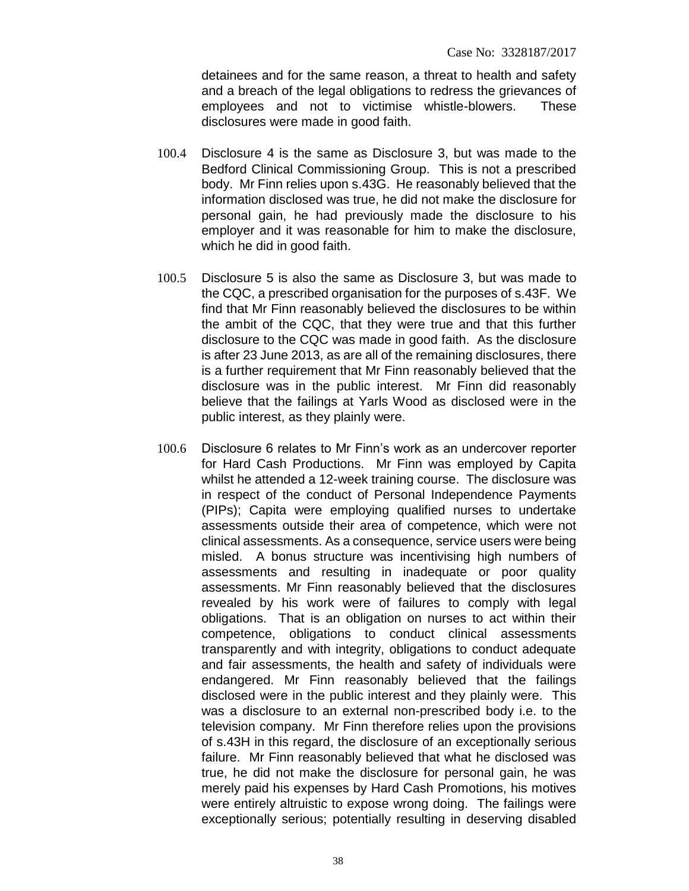detainees and for the same reason, a threat to health and safety and a breach of the legal obligations to redress the grievances of employees and not to victimise whistle-blowers. These disclosures were made in good faith.

100.4 Disclosure 4 is the same as Disclosure 3, but was made to the Bedford Clinical Commissioning Group. This is not a prescribed body. Mr Finn relies upon s.43G. He reasonably believed that the information disclosed was true, he did not make the disclosure for personal gain, he had previously made the disclosure to his employer and it was reasonable for him to make the disclosure, which he did in good faith.

100.5 Disclosure 5 is also the same as Disclosure 3, but was made to the CQC, a prescribed organisation for the purposes of s.43F. We find that Mr Finn reasonably believed the disclosures to be within the ambit of the CQC, that they were true and that this further disclosure to the CQC was made in good faith. As the disclosure is after 23 June 2013, as are all of the remaining disclosures, there is a further requirement that Mr Finn reasonably believed that the disclosure was in the public interest. Mr Finn did reasonably believe that the failings at Yarls Wood as disclosed were in the public interest, as they plainly were.

100.6 Disclosure 6 relates to Mr Finn's work as an undercover reporter for Hard Cash Productions. Mr Finn was employed by Capita whilst he attended a 12-week training course. The disclosure was in respect of the conduct of Personal Independence Payments (PIPs); Capita were employing qualified nurses to undertake assessments outside their area of competence, which were not clinical assessments. As a consequence, service users were being misled. A bonus structure was incentivising high numbers of assessments and resulting in inadequate or poor quality assessments. Mr Finn reasonably believed that the disclosures revealed by his work were of failures to comply with legal obligations. That is an obligation on nurses to act within their competence, obligations to conduct clinical assessments transparently and with integrity, obligations to conduct adequate and fair assessments, the health and safety of individuals were endangered. Mr Finn reasonably believed that the failings disclosed were in the public interest and they plainly were. This was a disclosure to an external non-prescribed body i.e. to the television company. Mr Finn therefore relies upon the provisions of s.43H in this regard, the disclosure of an exceptionally serious failure. Mr Finn reasonably believed that what he disclosed was true, he did not make the disclosure for personal gain, he was merely paid his expenses by Hard Cash Promotions, his motives were entirely altruistic to expose wrong doing. The failings were exceptionally serious; potentially resulting in deserving disabled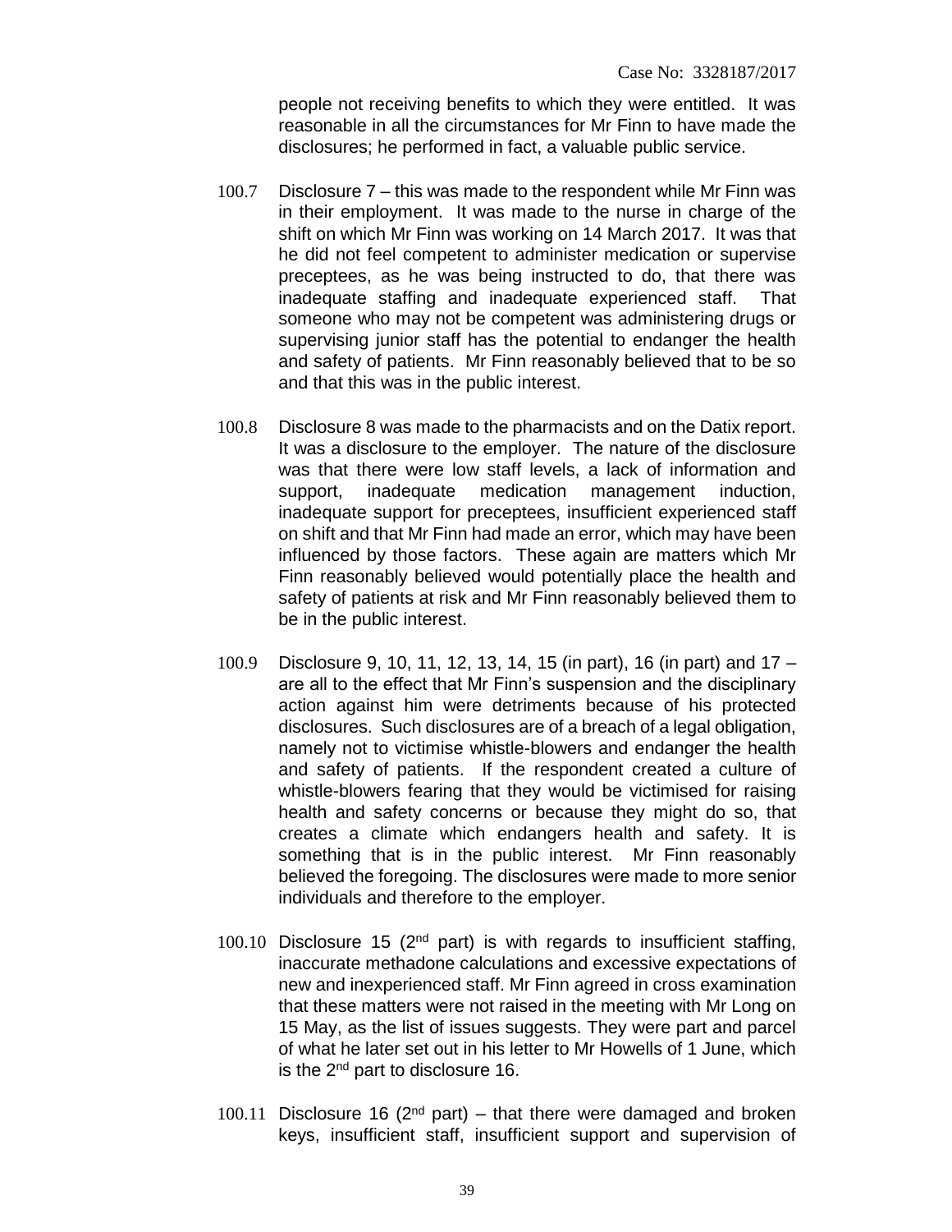people not receiving benefits to which they were entitled. It was reasonable in all the circumstances for Mr Finn to have made the disclosures; he performed in fact, a valuable public service.

100.7 Disclosure 7 – this was made to the respondent while Mr Finn was in their employment. It was made to the nurse in charge of the shift on which Mr Finn was working on 14 March 2017. It was that he did not feel competent to administer medication or supervise preceptees, as he was being instructed to do, that there was inadequate staffing and inadequate experienced staff. That someone who may not be competent was administering drugs or supervising junior staff has the potential to endanger the health and safety of patients. Mr Finn reasonably believed that to be so and that this was in the public interest.

100.8 Disclosure 8 was made to the pharmacists and on the Datix report. It was a disclosure to the employer. The nature of the disclosure was that there were low staff levels, a lack of information and support, inadequate medication management induction, inadequate support for preceptees, insufficient experienced staff on shift and that Mr Finn had made an error, which may have been influenced by those factors. These again are matters which Mr Finn reasonably believed would potentially place the health and safety of patients at risk and Mr Finn reasonably believed them to be in the public interest.

100.9 Disclosure 9, 10, 11, 12, 13, 14, 15 (in part), 16 (in part) and 17 – are all to the effect that Mr Finn's suspension and the disciplinary action against him were detriments because of his protected disclosures. Such disclosures are of a breach of a legal obligation, namely not to victimise whistle-blowers and endanger the health and safety of patients. If the respondent created a culture of whistle-blowers fearing that they would be victimised for raising health and safety concerns or because they might do so, that creates a climate which endangers health and safety. It is something that is in the public interest. Mr Finn reasonably believed the foregoing. The disclosures were made to more senior individuals and therefore to the employer.

100.10 Disclosure 15 (2nd part) is with regards to insufficient staffing, inaccurate methadone calculations and excessive expectations of new and inexperienced staff. Mr Finn agreed in cross examination that these matters were not raised in the meeting with Mr Long on 15 May, as the list of issues suggests. They were part and parcel of what he later set out in his letter to Mr Howells of 1 June, which is the 2nd part to disclosure 16.

100.11 Disclosure 16 (2nd part) – that there were damaged and broken keys, insufficient staff, insufficient support and supervision of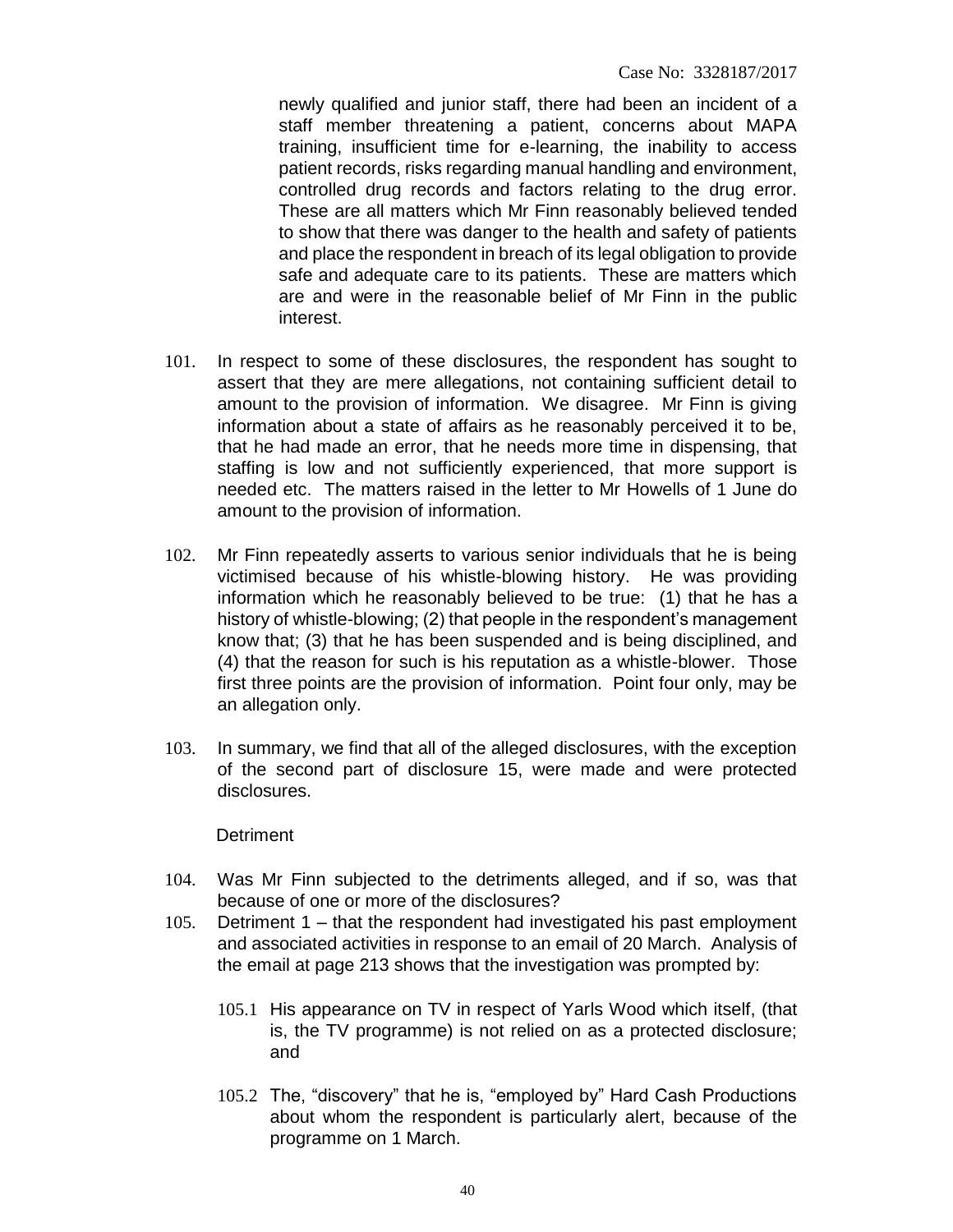newly qualified and junior staff, there had been an incident of a staff member threatening a patient, concerns about MAPA training, insufficient time for e-learning, the inability to access patient records, risks regarding manual handling and environment, controlled drug records and factors relating to the drug error. These are all matters which Mr Finn reasonably believed tended to show that there was danger to the health and safety of patients and place the respondent in breach of its legal obligation to provide safe and adequate care to its patients. These are matters which are and were in the reasonable belief of Mr Finn in the public interest.

101. In respect to some of these disclosures, the respondent has sought to assert that they are mere allegations, not containing sufficient detail to amount to the provision of information. We disagree. Mr Finn is giving information about a state of affairs as he reasonably perceived it to be, that he had made an error, that he needs more time in dispensing, that staffing is low and not sufficiently experienced, that more support is needed etc. The matters raised in the letter to Mr Howells of 1 June do amount to the provision of information.

102. Mr Finn repeatedly asserts to various senior individuals that he is being victimised because of his whistle-blowing history. He was providing information which he reasonably believed to be true: (1) that he has a history of whistle-blowing; (2) that people in the respondent's management know that; (3) that he has been suspended and is being disciplined, and (4) that the reason for such is his reputation as a whistle-blower. Those first three points are the provision of information. Point four only, may be an allegation only.

103. In summary, we find that all of the alleged disclosures, with the exception of the second part of disclosure 15, were made and were protected disclosures.

Detriment

104. Was Mr Finn subjected to the detriments alleged, and if so, was that because of one or more of the disclosures?

105. Detriment 1 – that the respondent had investigated his past employment and associated activities in response to an email of 20 March. Analysis of the email at page 213 shows that the investigation was prompted by:

    105.1 His appearance on TV in respect of Yarls Wood which itself, (that is, the TV programme) is not relied on as a protected disclosure; and

    105.2 The, "discovery" that he is, "employed by" Hard Cash Productions about whom the respondent is particularly alert, because of the programme on 1 March.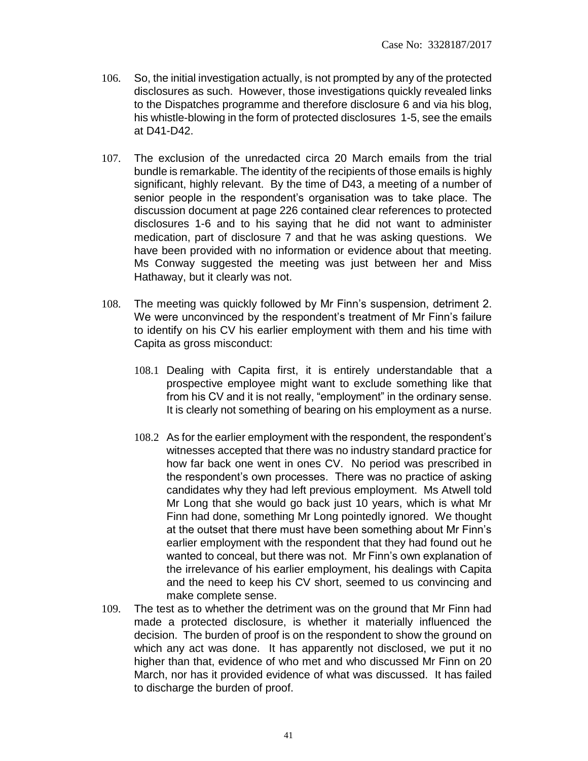106. So, the initial investigation actually, is not prompted by any of the protected disclosures as such. However, those investigations quickly revealed links to the Dispatches programme and therefore disclosure 6 and via his blog, his whistle-blowing in the form of protected disclosures 1-5, see the emails at D41-D42.

107. The exclusion of the unredacted circa 20 March emails from the trial bundle is remarkable. The identity of the recipients of those emails is highly significant, highly relevant. By the time of D43, a meeting of a number of senior people in the respondent's organisation was to take place. The discussion document at page 226 contained clear references to protected disclosures 1-6 and to his saying that he did not want to administer medication, part of disclosure 7 and that he was asking questions. We have been provided with no information or evidence about that meeting. Ms Conway suggested the meeting was just between her and Miss Hathaway, but it clearly was not.

108. The meeting was quickly followed by Mr Finn's suspension, detriment 2. We were unconvinced by the respondent's treatment of Mr Finn's failure to identify on his CV his earlier employment with them and his time with Capita as gross misconduct:

    108.1 Dealing with Capita first, it is entirely understandable that a prospective employee might want to exclude something like that from his CV and it is not really, "employment" in the ordinary sense. It is clearly not something of bearing on his employment as a nurse.

    108.2 As for the earlier employment with the respondent, the respondent's witnesses accepted that there was no industry standard practice for how far back one went in ones CV. No period was prescribed in the respondent's own processes. There was no practice of asking candidates why they had left previous employment. Ms Atwell told Mr Long that she would go back just 10 years, which is what Mr Finn had done, something Mr Long pointedly ignored. We thought at the outset that there must have been something about Mr Finn's earlier employment with the respondent that they had found out he wanted to conceal, but there was not. Mr Finn's own explanation of the irrelevance of his earlier employment, his dealings with Capita and the need to keep his CV short, seemed to us convincing and make complete sense.

109. The test as to whether the detriment was on the ground that Mr Finn had made a protected disclosure, is whether it materially influenced the decision. The burden of proof is on the respondent to show the ground on which any act was done. It has apparently not disclosed, we put it no higher than that, evidence of who met and who discussed Mr Finn on 20 March, nor has it provided evidence of what was discussed. It has failed to discharge the burden of proof.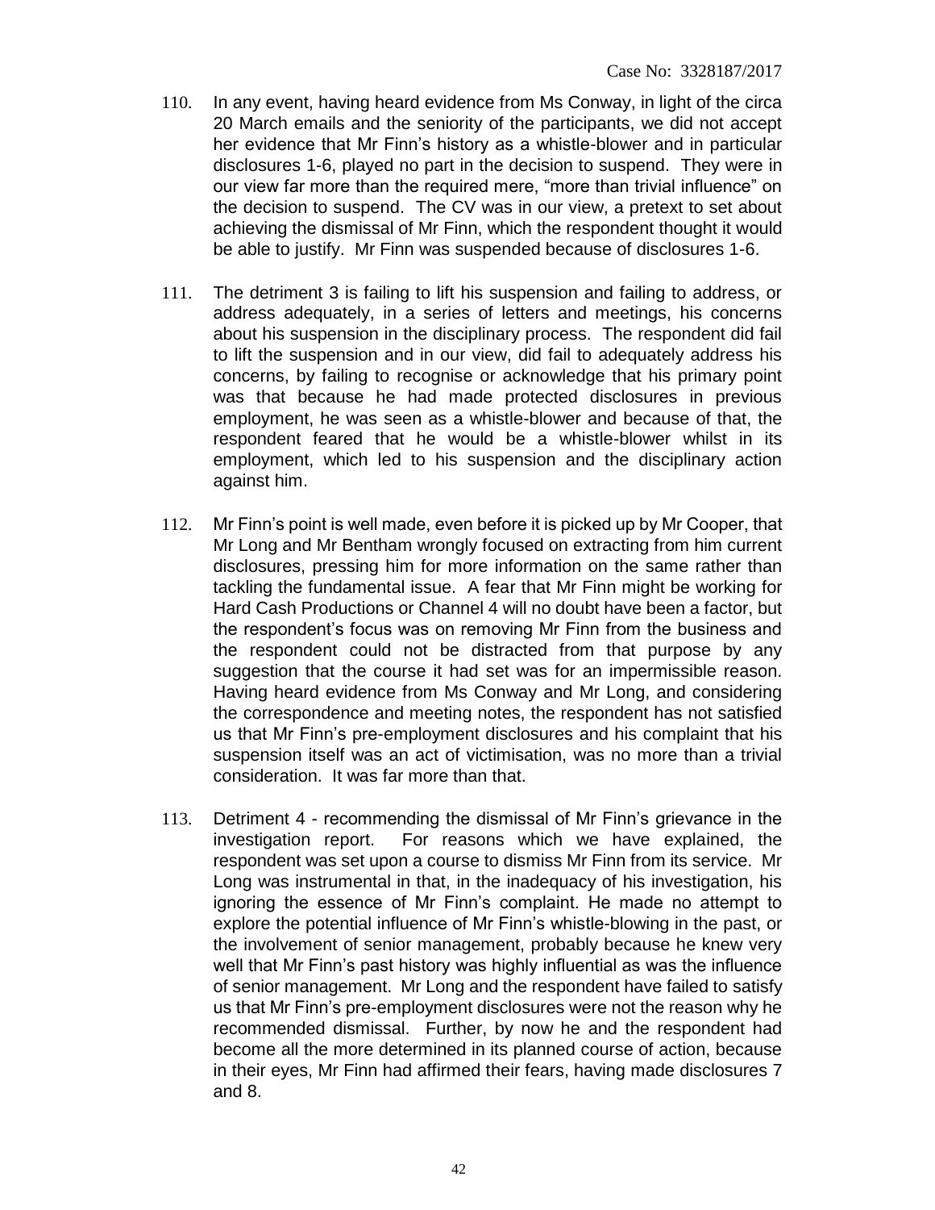110. In any event, having heard evidence from Ms Conway, in light of the circa 20 March emails and the seniority of the participants, we did not accept her evidence that Mr Finn's history as a whistle-blower and in particular disclosures 1-6, played no part in the decision to suspend. They were in our view far more than the required mere, "more than trivial influence" on the decision to suspend. The CV was in our view, a pretext to set about achieving the dismissal of Mr Finn, which the respondent thought it would be able to justify. Mr Finn was suspended because of disclosures 1-6.

111. The detriment 3 is failing to lift his suspension and failing to address, or address adequately, in a series of letters and meetings, his concerns about his suspension in the disciplinary process. The respondent did fail to lift the suspension and in our view, did fail to adequately address his concerns, by failing to recognise or acknowledge that his primary point was that because he had made protected disclosures in previous employment, he was seen as a whistle-blower and because of that, the respondent feared that he would be a whistle-blower whilst in its employment, which led to his suspension and the disciplinary action against him.

112. Mr Finn's point is well made, even before it is picked up by Mr Cooper, that Mr Long and Mr Bentham wrongly focused on extracting from him current disclosures, pressing him for more information on the same rather than tackling the fundamental issue. A fear that Mr Finn might be working for Hard Cash Productions or Channel 4 will no doubt have been a factor, but the respondent's focus was on removing Mr Finn from the business and the respondent could not be distracted from that purpose by any suggestion that the course it had set was for an impermissible reason. Having heard evidence from Ms Conway and Mr Long, and considering the correspondence and meeting notes, the respondent has not satisfied us that Mr Finn's pre-employment disclosures and his complaint that his suspension itself was an act of victimisation, was no more than a trivial consideration. It was far more than that.

113. Detriment 4 - recommending the dismissal of Mr Finn's grievance in the investigation report. For reasons which we have explained, the respondent was set upon a course to dismiss Mr Finn from its service. Mr Long was instrumental in that, in the inadequacy of his investigation, his ignoring the essence of Mr Finn's complaint. He made no attempt to explore the potential influence of Mr Finn's whistle-blowing in the past, or the involvement of senior management, probably because he knew very well that Mr Finn's past history was highly influential as was the influence of senior management. Mr Long and the respondent have failed to satisfy us that Mr Finn's pre-employment disclosures were not the reason why he recommended dismissal. Further, by now he and the respondent had become all the more determined in its planned course of action, because in their eyes, Mr Finn had affirmed their fears, having made disclosures 7 and 8.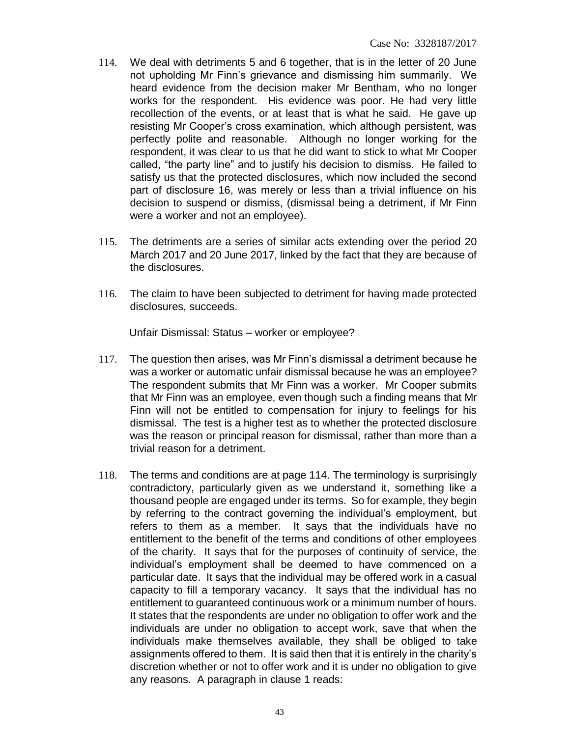114. We deal with detriments 5 and 6 together, that is in the letter of 20 June not upholding Mr Finn's grievance and dismissing him summarily. We heard evidence from the decision maker Mr Bentham, who no longer works for the respondent. His evidence was poor. He had very little recollection of the events, or at least that is what he said. He gave up resisting Mr Cooper's cross examination, which although persistent, was perfectly polite and reasonable. Although no longer working for the respondent, it was clear to us that he did want to stick to what Mr Cooper called, "the party line" and to justify his decision to dismiss. He failed to satisfy us that the protected disclosures, which now included the second part of disclosure 16, was merely or less than a trivial influence on his decision to suspend or dismiss, (dismissal being a detriment, if Mr Finn were a worker and not an employee).

115. The detriments are a series of similar acts extending over the period 20 March 2017 and 20 June 2017, linked by the fact that they are because of the disclosures.

116. The claim to have been subjected to detriment for having made protected disclosures, succeeds.

Unfair Dismissal: Status – worker or employee?

117. The question then arises, was Mr Finn's dismissal a detriment because he was a worker or automatic unfair dismissal because he was an employee? The respondent submits that Mr Finn was a worker. Mr Cooper submits that Mr Finn was an employee, even though such a finding means that Mr Finn will not be entitled to compensation for injury to feelings for his dismissal. The test is a higher test as to whether the protected disclosure was the reason or principal reason for dismissal, rather than more than a trivial reason for a detriment.

118. The terms and conditions are at page 114. The terminology is surprisingly contradictory, particularly given as we understand it, something like a thousand people are engaged under its terms. So for example, they begin by referring to the contract governing the individual's employment, but refers to them as a member. It says that the individuals have no entitlement to the benefit of the terms and conditions of other employees of the charity. It says that for the purposes of continuity of service, the individual's employment shall be deemed to have commenced on a particular date. It says that the individual may be offered work in a casual capacity to fill a temporary vacancy. It says that the individual has no entitlement to guaranteed continuous work or a minimum number of hours. It states that the respondents are under no obligation to offer work and the individuals are under no obligation to accept work, save that when the individuals make themselves available, they shall be obliged to take assignments offered to them. It is said then that it is entirely in the charity's discretion whether or not to offer work and it is under no obligation to give any reasons. A paragraph in clause 1 reads: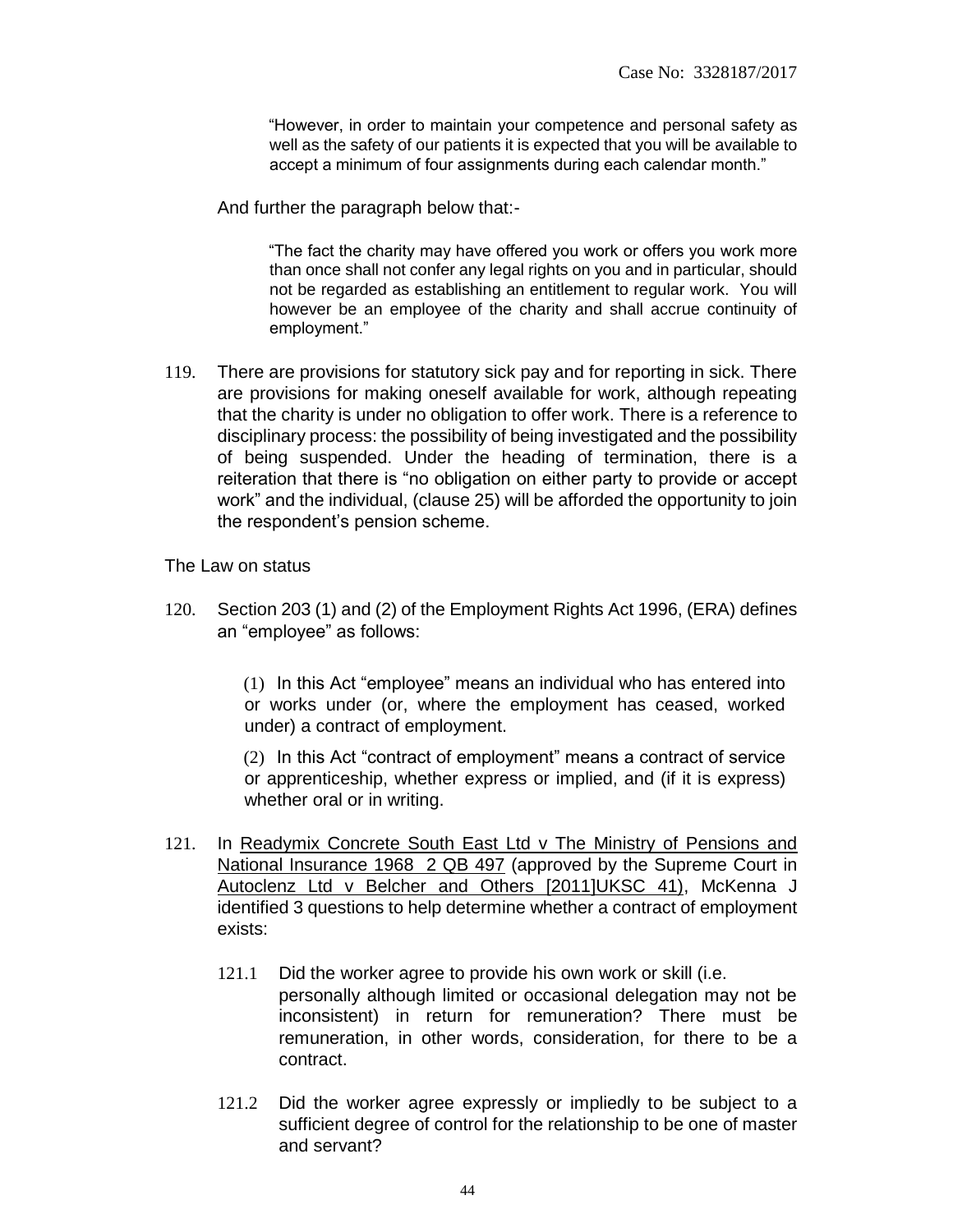> "However, in order to maintain your competence and personal safety as well as the safety of our patients it is expected that you will be available to accept a minimum of four assignments during each calendar month."

And further the paragraph below that:-

> "The fact the charity may have offered you work or offers you work more than once shall not confer any legal rights on you and in particular, should not be regarded as establishing an entitlement to regular work. You will however be an employee of the charity and shall accrue continuity of employment."

119. There are provisions for statutory sick pay and for reporting in sick. There are provisions for making oneself available for work, although repeating that the charity is under no obligation to offer work. There is a reference to disciplinary process: the possibility of being investigated and the possibility of being suspended. Under the heading of termination, there is a reiteration that there is "no obligation on either party to provide or accept work" and the individual, (clause 25) will be afforded the opportunity to join the respondent's pension scheme.

The Law on status

120. Section 203 (1) and (2) of the Employment Rights Act 1996, (ERA) defines an "employee" as follows:

> (1) In this Act "employee" means an individual who has entered into or works under (or, where the employment has ceased, worked under) a contract of employment.
>
> (2) In this Act "contract of employment" means a contract of service or apprenticeship, whether express or implied, and (if it is express) whether oral or in writing.

121. In Readymix Concrete South East Ltd v The Ministry of Pensions and National Insurance 1968 2 QB 497 (approved by the Supreme Court in Autoclenz Ltd v Belcher and Others [2011]UKSC 41), McKenna J identified 3 questions to help determine whether a contract of employment exists:

    121.1 Did the worker agree to provide his own work or skill (i.e. personally although limited or occasional delegation may not be inconsistent) in return for remuneration? There must be remuneration, in other words, consideration, for there to be a contract.

    121.2 Did the worker agree expressly or impliedly to be subject to a sufficient degree of control for the relationship to be one of master and servant?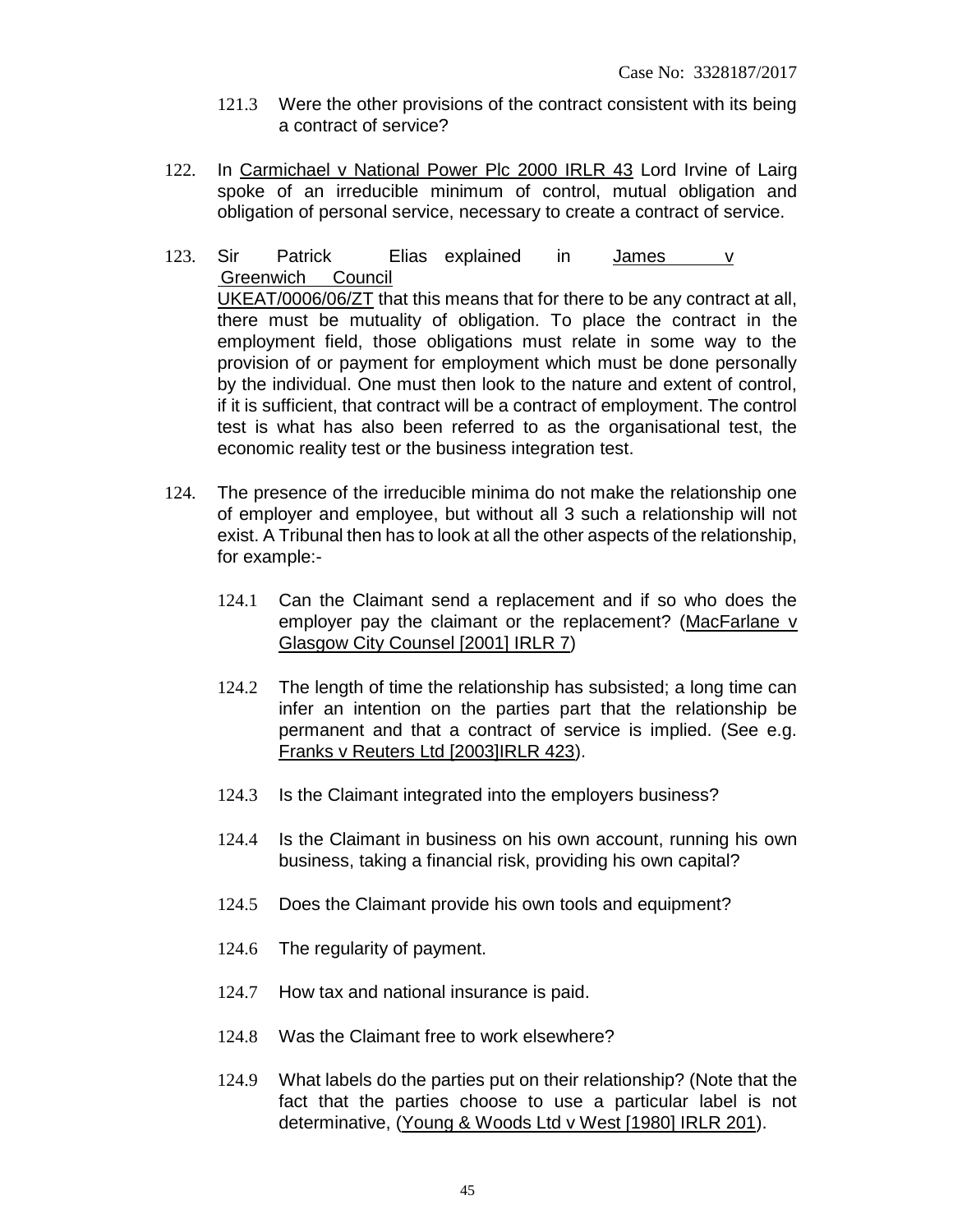121.3 Were the other provisions of the contract consistent with its being a contract of service?

122. In Carmichael v National Power Plc 2000 IRLR 43 Lord Irvine of Lairg spoke of an irreducible minimum of control, mutual obligation and obligation of personal service, necessary to create a contract of service.

123. Sir Patrick Elias explained in James v Greenwich Council UKEAT/0006/06/ZT that this means that for there to be any contract at all, there must be mutuality of obligation. To place the contract in the employment field, those obligations must relate in some way to the provision of or payment for employment which must be done personally by the individual. One must then look to the nature and extent of control, if it is sufficient, that contract will be a contract of employment. The control test is what has also been referred to as the organisational test, the economic reality test or the business integration test.

124. The presence of the irreducible minima do not make the relationship one of employer and employee, but without all 3 such a relationship will not exist. A Tribunal then has to look at all the other aspects of the relationship, for example:-

124.1 Can the Claimant send a replacement and if so who does the employer pay the claimant or the replacement? (MacFarlane v Glasgow City Counsel [2001] IRLR 7)

124.2 The length of time the relationship has subsisted; a long time can infer an intention on the parties part that the relationship be permanent and that a contract of service is implied. (See e.g. Franks v Reuters Ltd [2003]IRLR 423).

124.3 Is the Claimant integrated into the employers business?

124.4 Is the Claimant in business on his own account, running his own business, taking a financial risk, providing his own capital?

124.5 Does the Claimant provide his own tools and equipment?

124.6 The regularity of payment.

124.7 How tax and national insurance is paid.

124.8 Was the Claimant free to work elsewhere?

124.9 What labels do the parties put on their relationship? (Note that the fact that the parties choose to use a particular label is not determinative, (Young & Woods Ltd v West [1980] IRLR 201).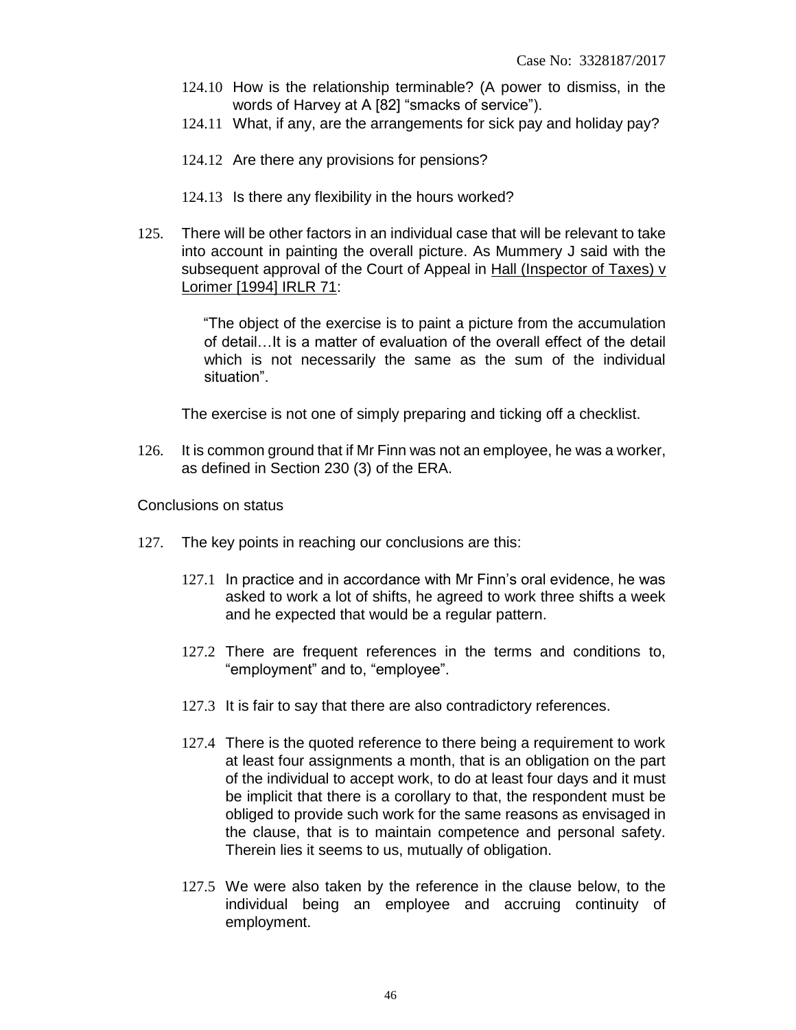124.10 How is the relationship terminable? (A power to dismiss, in the words of Harvey at A [82] "smacks of service").

124.11 What, if any, are the arrangements for sick pay and holiday pay?

124.12 Are there any provisions for pensions?

124.13 Is there any flexibility in the hours worked?

125. There will be other factors in an individual case that will be relevant to take into account in painting the overall picture. As Mummery J said with the subsequent approval of the Court of Appeal in Hall (Inspector of Taxes) v Lorimer [1994] IRLR 71:

> "The object of the exercise is to paint a picture from the accumulation of detail…It is a matter of evaluation of the overall effect of the detail which is not necessarily the same as the sum of the individual situation".

The exercise is not one of simply preparing and ticking off a checklist.

126. It is common ground that if Mr Finn was not an employee, he was a worker, as defined in Section 230 (3) of the ERA.

Conclusions on status

127. The key points in reaching our conclusions are this:

127.1 In practice and in accordance with Mr Finn's oral evidence, he was asked to work a lot of shifts, he agreed to work three shifts a week and he expected that would be a regular pattern.

127.2 There are frequent references in the terms and conditions to, "employment" and to, "employee".

127.3 It is fair to say that there are also contradictory references.

127.4 There is the quoted reference to there being a requirement to work at least four assignments a month, that is an obligation on the part of the individual to accept work, to do at least four days and it must be implicit that there is a corollary to that, the respondent must be obliged to provide such work for the same reasons as envisaged in the clause, that is to maintain competence and personal safety. Therein lies it seems to us, mutually of obligation.

127.5 We were also taken by the reference in the clause below, to the individual being an employee and accruing continuity of employment.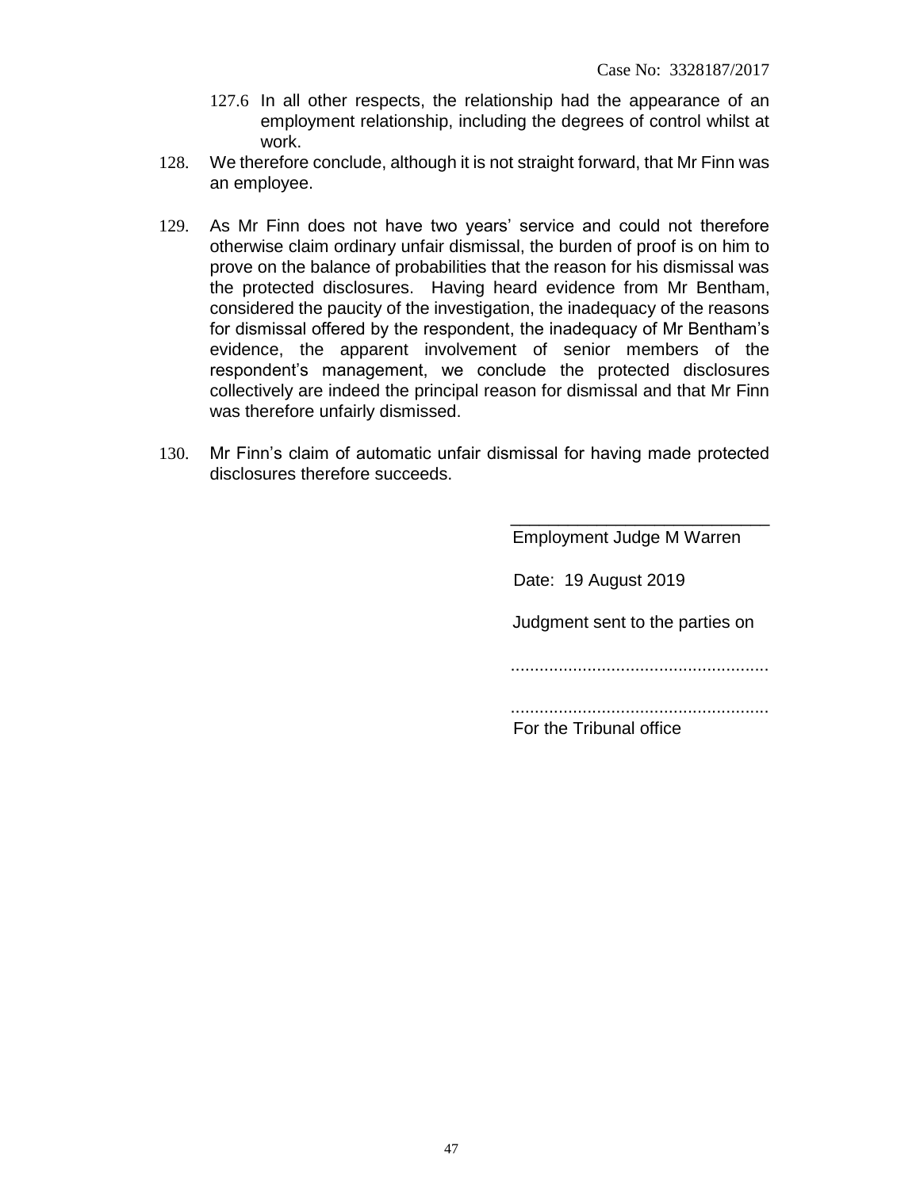127.6 In all other respects, the relationship had the appearance of an employment relationship, including the degrees of control whilst at work.

128. We therefore conclude, although it is not straight forward, that Mr Finn was an employee.

129. As Mr Finn does not have two years' service and could not therefore otherwise claim ordinary unfair dismissal, the burden of proof is on him to prove on the balance of probabilities that the reason for his dismissal was the protected disclosures. Having heard evidence from Mr Bentham, considered the paucity of the investigation, the inadequacy of the reasons for dismissal offered by the respondent, the inadequacy of Mr Bentham's evidence, the apparent involvement of senior members of the respondent's management, we conclude the protected disclosures collectively are indeed the principal reason for dismissal and that Mr Finn was therefore unfairly dismissed.

130. Mr Finn's claim of automatic unfair dismissal for having made protected disclosures therefore succeeds.

\_\_\_\_\_\_\_\_\_\_\_\_\_\_\_\_\_\_\_\_\_\_\_\_\_\_\_\_\_\_

Employment Judge M Warren

Date: 19 August 2019

Judgment sent to the parties on

.....................................................

.....................................................

For the Tribunal office